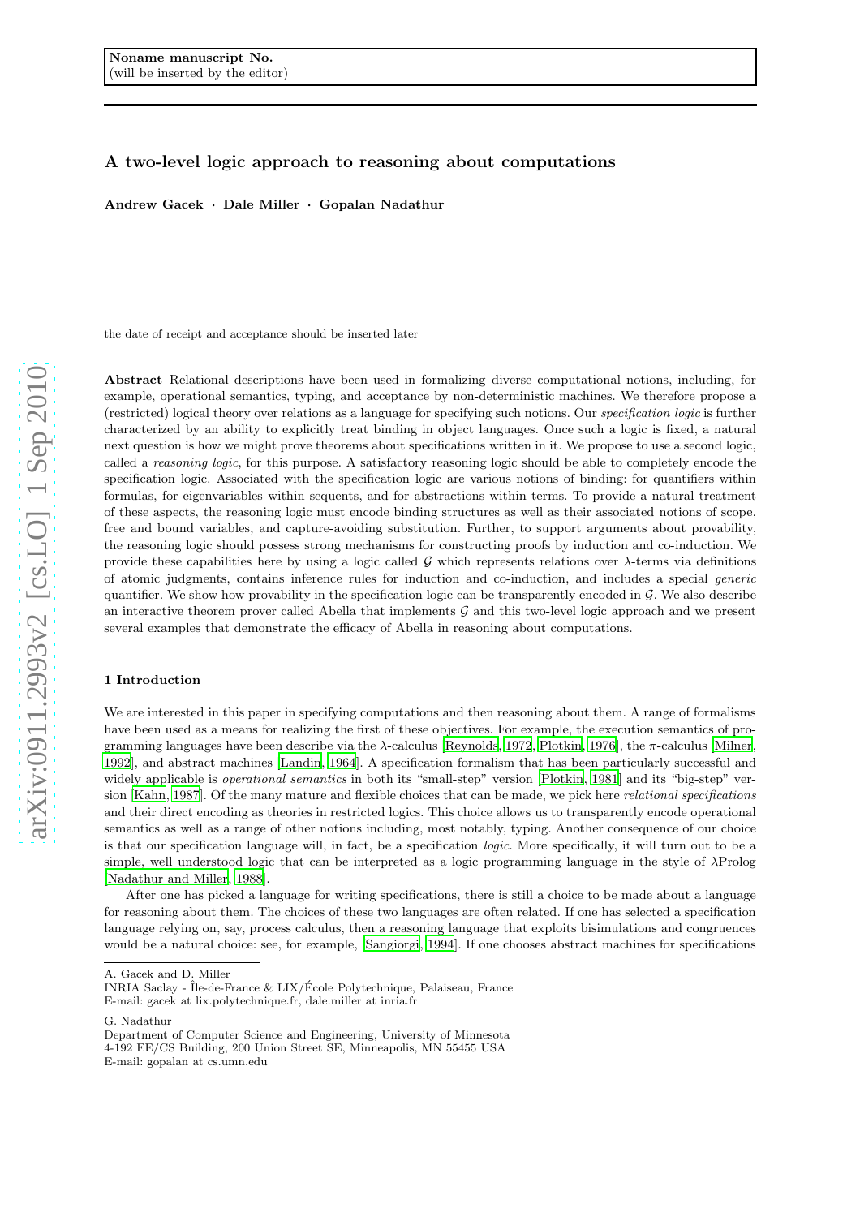Noname manuscript No.
(will be inserted by the editor)

# A two-level logic approach to reasoning about computations

**Andrew Gacek · Dale Miller · Gopalan Nadathur**

the date of receipt and acceptance should be inserted later

**Abstract** Relational descriptions have been used in formalizing diverse computational notions, including, for example, operational semantics, typing, and acceptance by non-deterministic machines. We therefore propose a (restricted) logical theory over relations as a language for specifying such notions. Our *specification logic* is further characterized by an ability to explicitly treat binding in object languages. Once such a logic is fixed, a natural next question is how we might prove theorems about specifications written in it. We propose to use a second logic, called a *reasoning logic*, for this purpose. A satisfactory reasoning logic should be able to completely encode the specification logic. Associated with the specification logic are various notions of binding: for quantifiers within formulas, for eigenvariables within sequents, and for abstractions within terms. To provide a natural treatment of these aspects, the reasoning logic must encode binding structures as well as their associated notions of scope, free and bound variables, and capture-avoiding substitution. Further, to support arguments about provability, the reasoning logic should possess strong mechanisms for constructing proofs by induction and co-induction. We provide these capabilities here by using a logic called $\mathcal{G}$ which represents relations over $\lambda$-terms via definitions of atomic judgments, contains inference rules for induction and co-induction, and includes a special *generic* quantifier. We show how provability in the specification logic can be transparently encoded in $\mathcal{G}$. We also describe an interactive theorem prover called Abella that implements $\mathcal{G}$ and this two-level logic approach and we present several examples that demonstrate the efficacy of Abella in reasoning about computations.

## 1 Introduction

We are interested in this paper in specifying computations and then reasoning about them. A range of formalisms have been used as a means for realizing the first of these objectives. For example, the execution semantics of programming languages have been describe via the $\lambda$-calculus [Reynolds, 1972, Plotkin, 1976], the $\pi$-calculus [Milner, 1992], and abstract machines [Landin, 1964]. A specification formalism that has been particularly successful and widely applicable is *operational semantics* in both its "small-step" version [Plotkin, 1981] and its "big-step" version [Kahn, 1987]. Of the many mature and flexible choices that can be made, we pick here *relational specifications* and their direct encoding as theories in restricted logics. This choice allows us to transparently encode operational semantics as well as a range of other notions including, most notably, typing. Another consequence of our choice is that our specification language will, in fact, be a specification *logic*. More specifically, it will turn out to be a simple, well understood logic that can be interpreted as a logic programming language in the style of $\lambda$Prolog [Nadathur and Miller, 1988].

After one has picked a language for writing specifications, there is still a choice to be made about a language for reasoning about them. The choices of these two languages are often related. If one has selected a specification language relying on, say, process calculus, then a reasoning language that exploits bisimulations and congruences would be a natural choice: see, for example, [Sangiorgi, 1994]. If one chooses abstract machines for specifications

A. Gacek and D. Miller
INRIA Saclay - Île-de-France & LIX/École Polytechnique, Palaiseau, France
E-mail: gacek at lix.polytechnique.fr, dale.miller at inria.fr

G. Nadathur
Department of Computer Science and Engineering, University of Minnesota
4-192 EE/CS Building, 200 Union Street SE, Minneapolis, MN 55455 USA
E-mail: gopalan at cs.umn.edu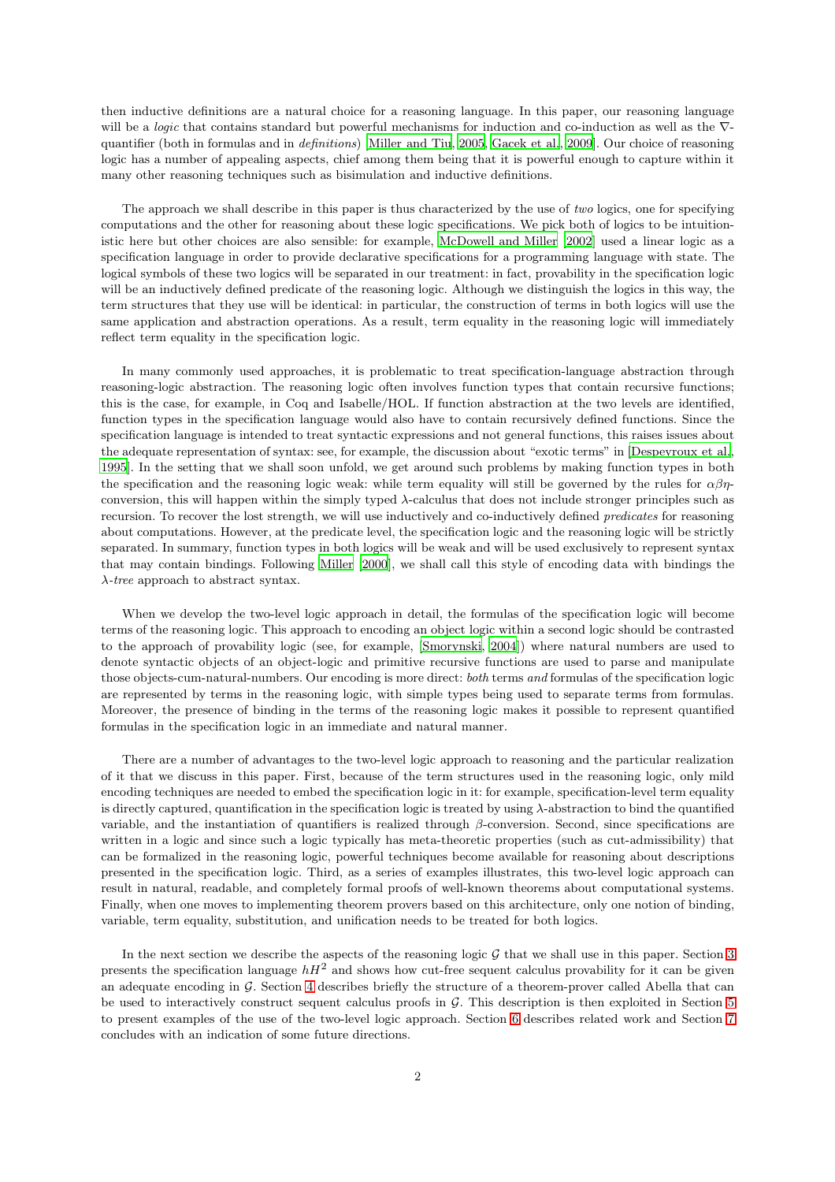then inductive definitions are a natural choice for a reasoning language. In this paper, our reasoning language will be a *logic* that contains standard but powerful mechanisms for induction and co-induction as well as the $\nabla$-quantifier (both in formulas and in *definitions*) [Miller and Tiu, 2005, Gacek et al., 2009]. Our choice of reasoning logic has a number of appealing aspects, chief among them being that it is powerful enough to capture within it many other reasoning techniques such as bisimulation and inductive definitions.

The approach we shall describe in this paper is thus characterized by the use of *two* logics, one for specifying computations and the other for reasoning about these logic specifications. We pick both of logics to be intuitionistic here but other choices are also sensible: for example, McDowell and Miller [2002] used a linear logic as a specification language in order to provide declarative specifications for a programming language with state. The logical symbols of these two logics will be separated in our treatment: in fact, provability in the specification logic will be an inductively defined predicate of the reasoning logic. Although we distinguish the logics in this way, the term structures that they use will be identical: in particular, the construction of terms in both logics will use the same application and abstraction operations. As a result, term equality in the reasoning logic will immediately reflect term equality in the specification logic.

In many commonly used approaches, it is problematic to treat specification-language abstraction through reasoning-logic abstraction. The reasoning logic often involves function types that contain recursive functions; this is the case, for example, in Coq and Isabelle/HOL. If function abstraction at the two levels are identified, function types in the specification language would also have to contain recursively defined functions. Since the specification language is intended to treat syntactic expressions and not general functions, this raises issues about the adequate representation of syntax: see, for example, the discussion about "exotic terms" in [Despeyroux et al., 1995]. In the setting that we shall soon unfold, we get around such problems by making function types in both the specification and the reasoning logic weak: while term equality will still be governed by the rules for $\alpha\beta\eta$-conversion, this will happen within the simply typed $\lambda$-calculus that does not include stronger principles such as recursion. To recover the lost strength, we will use inductively and co-inductively defined *predicates* for reasoning about computations. However, at the predicate level, the specification logic and the reasoning logic will be strictly separated. In summary, function types in both logics will be weak and will be used exclusively to represent syntax that may contain bindings. Following Miller [2000], we shall call this style of encoding data with bindings the $\lambda$-*tree* approach to abstract syntax.

When we develop the two-level logic approach in detail, the formulas of the specification logic will become terms of the reasoning logic. This approach to encoding an object logic within a second logic should be contrasted to the approach of provability logic (see, for example, [Smorynski, 2004]) where natural numbers are used to denote syntactic objects of an object-logic and primitive recursive functions are used to parse and manipulate those objects-cum-natural-numbers. Our encoding is more direct: *both* terms *and* formulas of the specification logic are represented by terms in the reasoning logic, with simple types being used to separate terms from formulas. Moreover, the presence of binding in the terms of the reasoning logic makes it possible to represent quantified formulas in the specification logic in an immediate and natural manner.

There are a number of advantages to the two-level logic approach to reasoning and the particular realization of it that we discuss in this paper. First, because of the term structures used in the reasoning logic, only mild encoding techniques are needed to embed the specification logic in it: for example, specification-level term equality is directly captured, quantification in the specification logic is treated by using $\lambda$-abstraction to bind the quantified variable, and the instantiation of quantifiers is realized through $\beta$-conversion. Second, since specifications are written in a logic and since such a logic typically has meta-theoretic properties (such as cut-admissibility) that can be formalized in the reasoning logic, powerful techniques become available for reasoning about descriptions presented in the specification logic. Third, as a series of examples illustrates, this two-level logic approach can result in natural, readable, and completely formal proofs of well-known theorems about computational systems. Finally, when one moves to implementing theorem provers based on this architecture, only one notion of binding, variable, term equality, substitution, and unification needs to be treated for both logics.

In the next section we describe the aspects of the reasoning logic $\mathcal{G}$ that we shall use in this paper. Section 3 presents the specification language $hH^2$ and shows how cut-free sequent calculus provability for it can be given an adequate encoding in $\mathcal{G}$. Section 4 describes briefly the structure of a theorem-prover called Abella that can be used to interactively construct sequent calculus proofs in $\mathcal{G}$. This description is then exploited in Section 5 to present examples of the use of the two-level logic approach. Section 6 describes related work and Section 7 concludes with an indication of some future directions.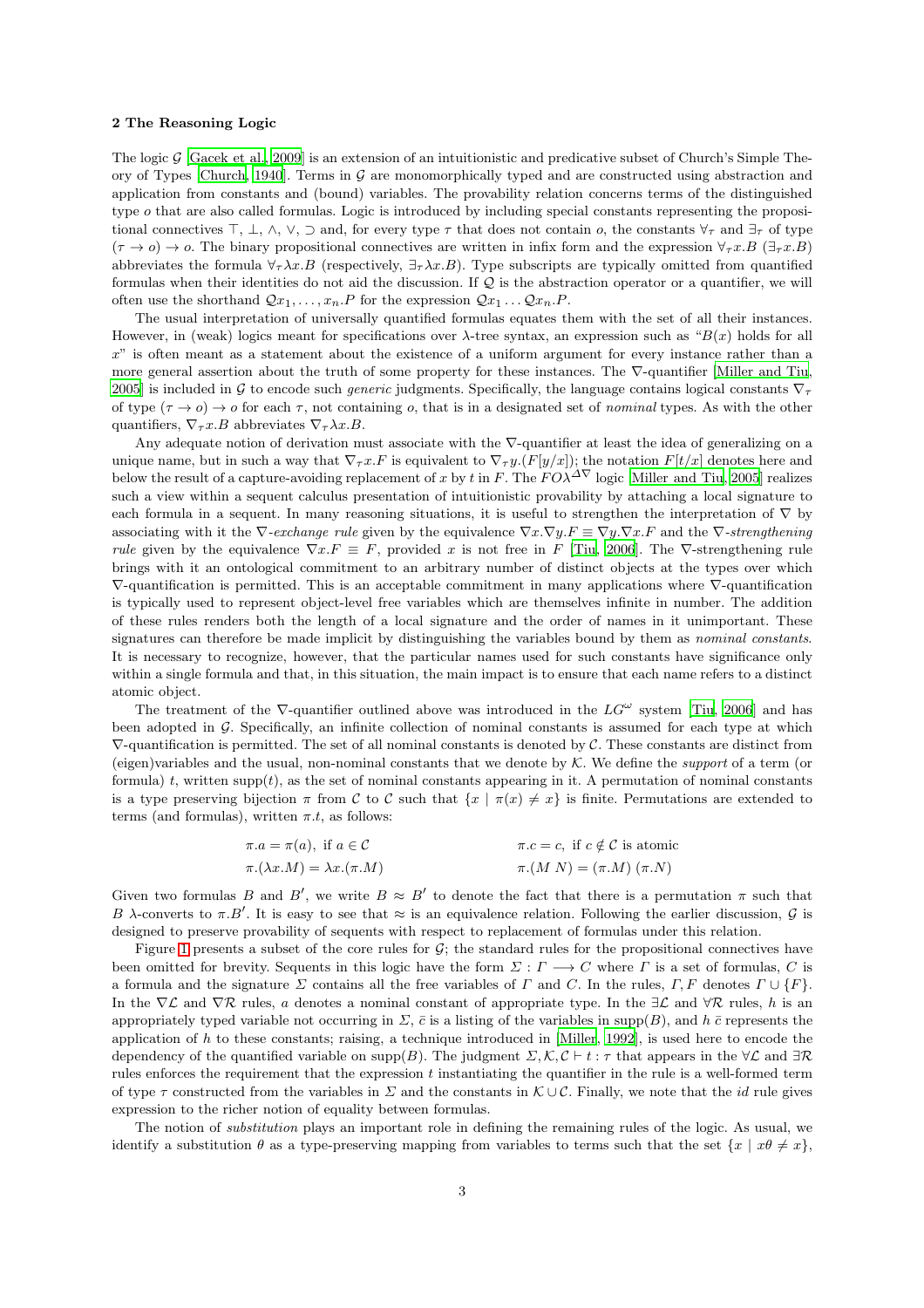## 2 The Reasoning Logic

The logic $\mathcal{G}$ [Gacek et al., 2009] is an extension of an intuitionistic and predicative subset of Church's Simple Theory of Types [Church, 1940]. Terms in $\mathcal{G}$ are monomorphically typed and are constructed using abstraction and application from constants and (bound) variables. The provability relation concerns terms of the distinguished type $o$ that are also called formulas. Logic is introduced by including special constants representing the propositional connectives $\top$, $\bot$, $\wedge$, $\vee$, $\supset$ and, for every type $\tau$ that does not contain $o$, the constants $\forall_\tau$ and $\exists_\tau$ of type $(\tau \to o) \to o$. The binary propositional connectives are written in infix form and the expression $\forall_\tau x.B$ ($\exists_\tau x.B$) abbreviates the formula $\forall_\tau \lambda x.B$ (respectively, $\exists_\tau \lambda x.B$). Type subscripts are typically omitted from quantified formulas when their identities do not aid the discussion. If $\mathcal{Q}$ is the abstraction operator or a quantifier, we will often use the shorthand $\mathcal{Q}x_1, \ldots, x_n.P$ for the expression $\mathcal{Q}x_1 \ldots \mathcal{Q}x_n.P$.

The usual interpretation of universally quantified formulas equates them with the set of all their instances. However, in (weak) logics meant for specifications over $\lambda$-tree syntax, an expression such as "$B(x)$ holds for all $x$" is often meant as a statement about the existence of a uniform argument for every instance rather than a more general assertion about the truth of some property for these instances. The $\nabla$-quantifier [Miller and Tiu, 2005] is included in $\mathcal{G}$ to encode such *generic* judgments. Specifically, the language contains logical constants $\nabla_\tau$ of type $(\tau \to o) \to o$ for each $\tau$, not containing $o$, that is in a designated set of *nominal* types. As with the other quantifiers, $\nabla_\tau x.B$ abbreviates $\nabla_\tau \lambda x.B$.

Any adequate notion of derivation must associate with the $\nabla$-quantifier at least the idea of generalizing on a unique name, but in such a way that $\nabla_\tau x.F$ is equivalent to $\nabla_\tau y.(F[y/x])$; the notation $F[t/x]$ denotes here and below the result of a capture-avoiding replacement of $x$ by $t$ in $F$. The $FO\lambda^{\Delta\nabla}$ logic [Miller and Tiu, 2005] realizes such a view within a sequent calculus presentation of intuitionistic provability by attaching a local signature to each formula in a sequent. In many reasoning situations, it is useful to strengthen the interpretation of $\nabla$ by associating with it the *$\nabla$-exchange rule* given by the equivalence $\nabla x.\nabla y.F \equiv \nabla y.\nabla x.F$ and the *$\nabla$-strengthening rule* given by the equivalence $\nabla x.F \equiv F$, provided $x$ is not free in $F$ [Tiu, 2006]. The $\nabla$-strengthening rule brings with it an ontological commitment to an arbitrary number of distinct objects at the types over which $\nabla$-quantification is permitted. This is an acceptable commitment in many applications where $\nabla$-quantification is typically used to represent object-level free variables which are themselves infinite in number. The addition of these rules renders both the length of a local signature and the order of names in it unimportant. These signatures can therefore be made implicit by distinguishing the variables bound by them as *nominal constants*. It is necessary to recognize, however, that the particular names used for such constants have significance only within a single formula and that, in this situation, the main impact is to ensure that each name refers to a distinct atomic object.

The treatment of the $\nabla$-quantifier outlined above was introduced in the $LG^\omega$ system [Tiu, 2006] and has been adopted in $\mathcal{G}$. Specifically, an infinite collection of nominal constants is assumed for each type at which $\nabla$-quantification is permitted. The set of all nominal constants is denoted by $\mathcal{C}$. These constants are distinct from (eigen)variables and the usual, non-nominal constants that we denote by $\mathcal{K}$. We define the *support* of a term (or formula) $t$, written $\text{supp}(t)$, as the set of nominal constants appearing in it. A permutation of nominal constants is a type preserving bijection $\pi$ from $\mathcal{C}$ to $\mathcal{C}$ such that $\{x \mid \pi(x) \neq x\}$ is finite. Permutations are extended to terms (and formulas), written $\pi.t$, as follows:

$$
\begin{array}{ll}
\pi.a = \pi(a), \text{ if } a \in \mathcal{C} & \qquad \pi.c = c, \text{ if } c \notin \mathcal{C} \text{ is atomic} \\
\pi.(\lambda x.M) = \lambda x.(\pi.M) & \qquad \pi.(M\ N) = (\pi.M)\ (\pi.N)
\end{array}
$$

Given two formulas $B$ and $B'$, we write $B \approx B'$ to denote the fact that there is a permutation $\pi$ such that $B$ $\lambda$-converts to $\pi.B'$. It is easy to see that $\approx$ is an equivalence relation. Following the earlier discussion, $\mathcal{G}$ is designed to preserve provability of sequents with respect to replacement of formulas under this relation.

Figure 1 presents a subset of the core rules for $\mathcal{G}$; the standard rules for the propositional connectives have been omitted for brevity. Sequents in this logic have the form $\Sigma : \Gamma \longrightarrow C$ where $\Gamma$ is a set of formulas, $C$ is a formula and the signature $\Sigma$ contains all the free variables of $\Gamma$ and $C$. In the rules, $\Gamma, F$ denotes $\Gamma \cup \{F\}$. In the $\nabla\mathcal{L}$ and $\nabla\mathcal{R}$ rules, $a$ denotes a nominal constant of appropriate type. In the $\exists\mathcal{L}$ and $\forall\mathcal{R}$ rules, $h$ is an appropriately typed variable not occurring in $\Sigma$, $\bar{c}$ is a listing of the variables in $\text{supp}(B)$, and $h\ \bar{c}$ represents the application of $h$ to these constants; raising, a technique introduced in [Miller, 1992], is used here to encode the dependency of the quantified variable on $\text{supp}(B)$. The judgment $\Sigma, \mathcal{K}, \mathcal{C} \vdash t : \tau$ that appears in the $\forall\mathcal{L}$ and $\exists\mathcal{R}$ rules enforces the requirement that the expression $t$ instantiating the quantifier in the rule is a well-formed term of type $\tau$ constructed from the variables in $\Sigma$ and the constants in $\mathcal{K} \cup \mathcal{C}$. Finally, we note that the *id* rule gives expression to the richer notion of equality between formulas.

The notion of *substitution* plays an important role in defining the remaining rules of the logic. As usual, we identify a substitution $\theta$ as a type-preserving mapping from variables to terms such that the set $\{x \mid x\theta \neq x\}$,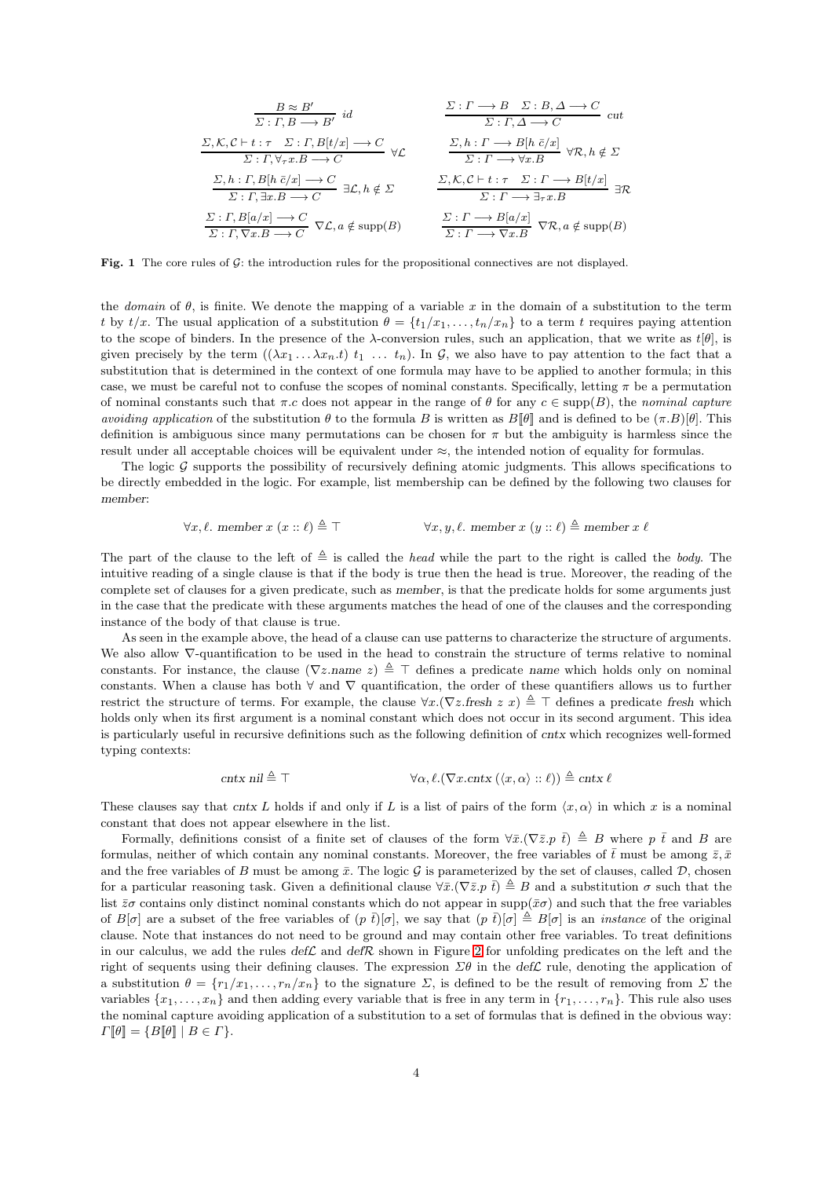$$\frac{B \approx B'}{\Sigma : \Gamma, B \longrightarrow B'}\ id \qquad \frac{\Sigma : \Gamma \longrightarrow B \quad \Sigma : B, \Delta \longrightarrow C}{\Sigma : \Gamma, \Delta \longrightarrow C}\ cut$$

$$\frac{\Sigma, \mathcal{K}, \mathcal{C} \vdash t : \tau \quad \Sigma : \Gamma, B[t/x] \longrightarrow C}{\Sigma : \Gamma, \forall_\tau x.B \longrightarrow C}\ \forall\mathcal{L} \qquad \frac{\Sigma, h : \Gamma \longrightarrow B[h\ \bar{c}/x]}{\Sigma : \Gamma \longrightarrow \forall x.B}\ \forall\mathcal{R}, h \notin \Sigma$$

$$\frac{\Sigma, h : \Gamma, B[h\ \bar{c}/x] \longrightarrow C}{\Sigma : \Gamma, \exists x.B \longrightarrow C}\ \exists\mathcal{L}, h \notin \Sigma \qquad \frac{\Sigma, \mathcal{K}, \mathcal{C} \vdash t : \tau \quad \Sigma : \Gamma \longrightarrow B[t/x]}{\Sigma : \Gamma \longrightarrow \exists_\tau x.B}\ \exists\mathcal{R}$$

$$\frac{\Sigma : \Gamma, B[a/x] \longrightarrow C}{\Sigma : \Gamma, \nabla x.B \longrightarrow C}\ \nabla\mathcal{L}, a \notin \text{supp}(B) \qquad \frac{\Sigma : \Gamma \longrightarrow B[a/x]}{\Sigma : \Gamma \longrightarrow \nabla x.B}\ \nabla\mathcal{R}, a \notin \text{supp}(B)$$

**Fig. 1** The core rules of $\mathcal{G}$: the introduction rules for the propositional connectives are not displayed.

the *domain* of $\theta$, is finite. We denote the mapping of a variable $x$ in the domain of a substitution to the term $t$ by $t/x$. The usual application of a substitution $\theta = \{t_1/x_1, \dots, t_n/x_n\}$ to a term $t$ requires paying attention to the scope of binders. In the presence of the $\lambda$-conversion rules, such an application, that we write as $t[\theta]$, is given precisely by the term $((\lambda x_1 \dots \lambda x_n.t)\ t_1\ \dots\ t_n)$. In $\mathcal{G}$, we also have to pay attention to the fact that a substitution that is determined in the context of one formula may have to be applied to another formula; in this case, we must be careful not to confuse the scopes of nominal constants. Specifically, letting $\pi$ be a permutation of nominal constants such that $\pi.c$ does not appear in the range of $\theta$ for any $c \in \text{supp}(B)$, the *nominal capture avoiding application* of the substitution $\theta$ to the formula $B$ is written as $B[\![\theta]\!]$ and is defined to be $(\pi.B)[\theta]$. This definition is ambiguous since many permutations can be chosen for $\pi$ but the ambiguity is harmless since the result under all acceptable choices will be equivalent under $\approx$, the intended notion of equality for formulas.

The logic $\mathcal{G}$ supports the possibility of recursively defining atomic judgments. This allows specifications to be directly embedded in the logic. For example, list membership can be defined by the following two clauses for *member*:

$$\forall x, \ell.\ member\ x\ (x :: \ell) \triangleq \top \qquad\qquad \forall x, y, \ell.\ member\ x\ (y :: \ell) \triangleq member\ x\ \ell$$

The part of the clause to the left of $\triangleq$ is called the *head* while the part to the right is called the *body*. The intuitive reading of a single clause is that if the body is true then the head is true. Moreover, the reading of the complete set of clauses for a given predicate, such as *member*, is that the predicate holds for some arguments just in the case that the predicate with these arguments matches the head of one of the clauses and the corresponding instance of the body of that clause is true.

As seen in the example above, the head of a clause can use patterns to characterize the structure of arguments. We also allow $\nabla$-quantification to be used in the head to constrain the structure of terms relative to nominal constants. For instance, the clause $(\nabla z.name\ z) \triangleq \top$ defines a predicate *name* which holds only on nominal constants. When a clause has both $\forall$ and $\nabla$ quantification, the order of these quantifiers allows us to further restrict the structure of terms. For example, the clause $\forall x.(\nabla z.fresh\ z\ x) \triangleq \top$ defines a predicate *fresh* which holds only when its first argument is a nominal constant which does not occur in its second argument. This idea is particularly useful in recursive definitions such as the following definition of *cntx* which recognizes well-formed typing contexts:

$$cntx\ nil \triangleq \top \qquad\qquad \forall \alpha, \ell.(\nabla x.cntx\ (\langle x, \alpha\rangle :: \ell)) \triangleq cntx\ \ell$$

These clauses say that *cntx* $L$ holds if and only if $L$ is a list of pairs of the form $\langle x, \alpha\rangle$ in which $x$ is a nominal constant that does not appear elsewhere in the list.

Formally, definitions consist of a finite set of clauses of the form $\forall \bar{x}.(\nabla \bar{z}.p\ \bar{t}) \triangleq B$ where $p\ \bar{t}$ and $B$ are formulas, neither of which contain any nominal constants. Moreover, the free variables of $\bar{t}$ must be among $\bar{z}, \bar{x}$ and the free variables of $B$ must be among $\bar{x}$. The logic $\mathcal{G}$ is parameterized by the set of clauses, called $\mathcal{D}$, chosen for a particular reasoning task. Given a definitional clause $\forall \bar{x}.(\nabla \bar{z}.p\ \bar{t}) \triangleq B$ and a substitution $\sigma$ such that the list $\bar{z}\sigma$ contains only distinct nominal constants which do not appear in $\text{supp}(\bar{x}\sigma)$ and such that the free variables of $B[\sigma]$ are a subset of the free variables of $(p\ \bar{t})[\sigma]$, we say that $(p\ \bar{t})[\sigma] \triangleq B[\sigma]$ is an *instance* of the original clause. Note that instances do not need to be ground and may contain other free variables. To treat definitions in our calculus, we add the rules $def\mathcal{L}$ and $def\mathcal{R}$ shown in Figure 2 for unfolding predicates on the left and the right of sequents using their defining clauses. The expression $\Sigma\theta$ in the $def\mathcal{L}$ rule, denoting the application of a substitution $\theta = \{r_1/x_1, \dots, r_n/x_n\}$ to the signature $\Sigma$, is defined to be the result of removing from $\Sigma$ the variables $\{x_1, \dots, x_n\}$ and then adding every variable that is free in any term in $\{r_1, \dots, r_n\}$. This rule also uses the nominal capture avoiding application of a substitution to a set of formulas that is defined in the obvious way: $\Gamma[\![\theta]\!] = \{B[\![\theta]\!] \mid B \in \Gamma\}$.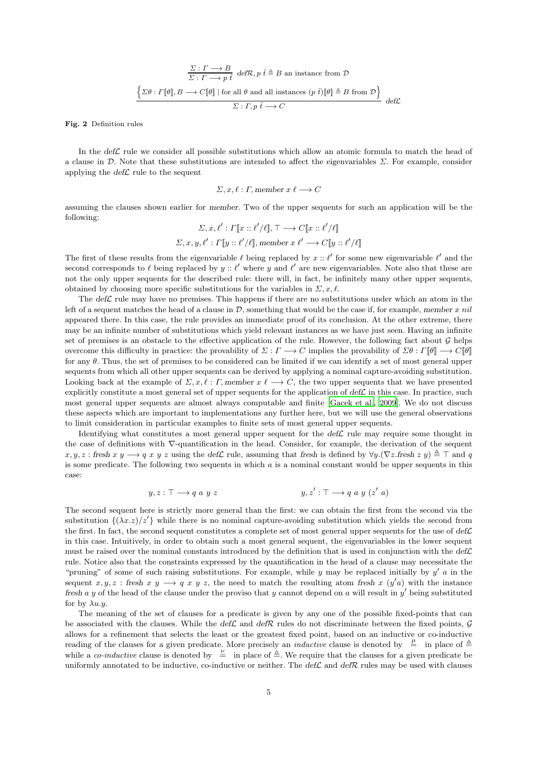$$\frac{\Sigma : \Gamma \longrightarrow B}{\Sigma : \Gamma \longrightarrow p\ \bar{t}}\ \mathit{def}\mathcal{R}, p\ \bar{t} \triangleq B \text{ an instance from } \mathcal{D}$$

$$\frac{\left\{\Sigma\theta : \Gamma[\![\theta]\!], B \longrightarrow C[\![\theta]\!] \mid \text{for all } \theta \text{ and all instances } (p\ \bar{t})[\![\theta]\!] \triangleq B \text{ from } \mathcal{D}\right\}}{\Sigma : \Gamma, p\ \bar{t} \longrightarrow C}\ \mathit{def}\mathcal{L}$$

**Fig. 2** Definition rules

In the $\mathit{def}\mathcal{L}$ rule we consider all possible substitutions which allow an atomic formula to match the head of a clause in $\mathcal{D}$. Note that these substitutions are intended to affect the eigenvariables $\Sigma$. For example, consider applying the $\mathit{def}\mathcal{L}$ rule to the sequent

$$\Sigma, x, \ell : \Gamma, \mathit{member}\ x\ \ell \longrightarrow C$$

assuming the clauses shown earlier for *member*. Two of the upper sequents for such an application will be the following:

$$\Sigma, x, \ell' : \Gamma[\![x :: \ell'/\ell]\!], \top \longrightarrow C[\![x :: \ell'/\ell]\!]$$

$$\Sigma, x, y, \ell' : \Gamma[\![y :: \ell'/\ell]\!], \mathit{member}\ x\ \ell' \longrightarrow C[\![y :: \ell'/\ell]\!]$$

The first of these results from the eigenvariable $\ell$ being replaced by $x :: \ell'$ for some new eigenvariable $\ell'$ and the second corresponds to $\ell$ being replaced by $y :: \ell'$ where $y$ and $\ell'$ are new eigenvariables. Note also that these are not the only upper sequents for the described rule: there will, in fact, be infinitely many other upper sequents, obtained by choosing more specific substitutions for the variables in $\Sigma, x, \ell$.

The $\mathit{def}\mathcal{L}$ rule may have no premises. This happens if there are no substitutions under which an atom in the left of a sequent matches the head of a clause in $\mathcal{D}$, something that would be the case if, for example, $\mathit{member}\ x\ \mathit{nil}$ appeared there. In this case, the rule provides an immediate proof of its conclusion. At the other extreme, there may be an infinite number of substitutions which yield relevant instances as we have just seen. Having an infinite set of premises is an obstacle to the effective application of the rule. However, the following fact about $\mathcal{G}$ helps overcome this difficulty in practice: the provability of $\Sigma : \Gamma \longrightarrow C$ implies the provability of $\Sigma\theta : \Gamma[\![\theta]\!] \longrightarrow C[\![\theta]\!]$ for any $\theta$. Thus, the set of premises to be considered can be limited if we can identify a set of most general upper sequents from which all other upper sequents can be derived by applying a nominal capture-avoiding substitution. Looking back at the example of $\Sigma, x, \ell : \Gamma, \mathit{member}\ x\ \ell \longrightarrow C$, the two upper sequents that we have presented explicitly constitute a most general set of upper sequents for the application of $\mathit{def}\mathcal{L}$ in this case. In practice, such most general upper sequents are almost always computable and finite [Gacek et al., 2009]. We do not discuss these aspects which are important to implementations any further here, but we will use the general observations to limit consideration in particular examples to finite sets of most general upper sequents.

Identifying what constitutes a most general upper sequent for the $\mathit{def}\mathcal{L}$ rule may require some thought in the case of definitions with $\nabla$-quantification in the head. Consider, for example, the derivation of the sequent $x, y, z : \mathit{fresh}\ x\ y \longrightarrow q\ x\ y\ z$ using the $\mathit{def}\mathcal{L}$ rule, assuming that *fresh* is defined by $\forall y.(\nabla z.\mathit{fresh}\ z\ y) \triangleq \top$ and $q$ is some predicate. The following two sequents in which $a$ is a nominal constant would be upper sequents in this case:

$$y, z : \top \longrightarrow q\ a\ y\ z \qquad\qquad y, z' : \top \longrightarrow q\ a\ y\ (z'\ a)$$

The second sequent here is strictly more general than the first: we can obtain the first from the second via the substitution $\{(\lambda x.z)/z'\}$ while there is no nominal capture-avoiding substitution which yields the second from the first. In fact, the second sequent constitutes a complete set of most general upper sequents for the use of $\mathit{def}\mathcal{L}$ in this case. Intuitively, in order to obtain such a most general sequent, the eigenvariables in the lower sequent must be raised over the nominal constants introduced by the definition that is used in conjunction with the $\mathit{def}\mathcal{L}$ rule. Notice also that the constraints expressed by the quantification in the head of a clause may necessitate the "pruning" of some of such raising substitutions. For example, while $y$ may be replaced initially by $y'\ a$ in the sequent $x, y, z : \mathit{fresh}\ x\ y \longrightarrow q\ x\ y\ z$, the need to match the resulting atom $\mathit{fresh}\ x\ (y'a)$ with the instance $\mathit{fresh}\ a\ y$ of the head of the clause under the proviso that $y$ cannot depend on $a$ will result in $y'$ being substituted for by $\lambda u.y$.

The meaning of the set of clauses for a predicate is given by any one of the possible fixed-points that can be associated with the clauses. While the $\mathit{def}\mathcal{L}$ and $\mathit{def}\mathcal{R}$ rules do not discriminate between the fixed points, $\mathcal{G}$ allows for a refinement that selects the least or the greatest fixed point, based on an inductive or co-inductive reading of the clauses for a given predicate. More precisely an *inductive* clause is denoted by $\stackrel{\mu}{=}$ in place of $\triangleq$ while a *co-inductive* clause is denoted by $\stackrel{\nu}{=}$ in place of $\triangleq$. We require that the clauses for a given predicate be uniformly annotated to be inductive, co-inductive or neither. The $\mathit{def}\mathcal{L}$ and $\mathit{def}\mathcal{R}$ rules may be used with clauses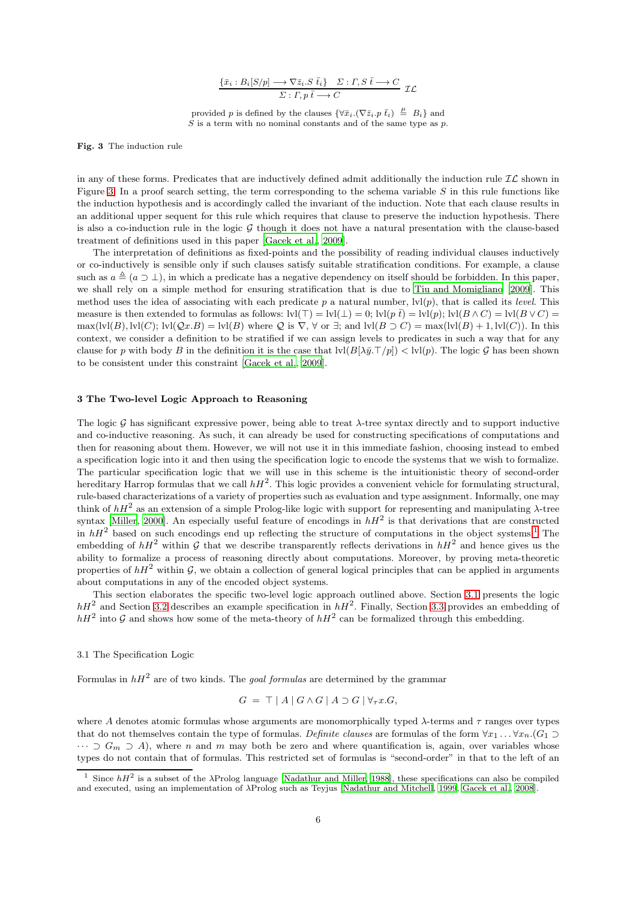$$\frac{\{\bar{x}_i : B_i[S/p] \longrightarrow \nabla \bar{z}_i.S\ \bar{t}_i\} \quad \Sigma : \Gamma, S\ \bar{t} \longrightarrow C}{\Sigma : \Gamma, p\ \bar{t} \longrightarrow C}\ \mathcal{IL}$$

provided $p$ is defined by the clauses $\{\forall \bar{x}_i.(\nabla \bar{z}_i.p\ \bar{t}_i) \overset{\mu}{\triangleq} B_i\}$ and $S$ is a term with no nominal constants and of the same type as $p$.

**Fig. 3** The induction rule

in any of these forms. Predicates that are inductively defined admit additionally the induction rule $\mathcal{IL}$ shown in Figure 3. In a proof search setting, the term corresponding to the schema variable $S$ in this rule functions like the induction hypothesis and is accordingly called the invariant of the induction. Note that each clause results in an additional upper sequent for this rule which requires that clause to preserve the induction hypothesis. There is also a co-induction rule in the logic $\mathcal{G}$ though it does not have a natural presentation with the clause-based treatment of definitions used in this paper [Gacek et al., 2009].

The interpretation of definitions as fixed-points and the possibility of reading individual clauses inductively or co-inductively is sensible only if such clauses satisfy suitable stratification conditions. For example, a clause such as $a \triangleq (a \supset \bot)$, in which a predicate has a negative dependency on itself should be forbidden. In this paper, we shall rely on a simple method for ensuring stratification that is due to Tiu and Momigliano [2009]. This method uses the idea of associating with each predicate $p$ a natural number, $\mathrm{lvl}(p)$, that is called its *level*. This measure is then extended to formulas as follows: $\mathrm{lvl}(\top) = \mathrm{lvl}(\bot) = 0$; $\mathrm{lvl}(p\ \bar{t}) = \mathrm{lvl}(p)$; $\mathrm{lvl}(B \wedge C) = \mathrm{lvl}(B \vee C) = \max(\mathrm{lvl}(B), \mathrm{lvl}(C))$; $\mathrm{lvl}(\mathcal{Q}x.B) = \mathrm{lvl}(B)$ where $\mathcal{Q}$ is $\nabla$, $\forall$ or $\exists$; and $\mathrm{lvl}(B \supset C) = \max(\mathrm{lvl}(B) + 1, \mathrm{lvl}(C))$. In this context, we consider a definition to be stratified if we can assign levels to predicates in such a way that for any clause for $p$ with body $B$ in the definition it is the case that $\mathrm{lvl}(B[\lambda \bar{y}.\top/p]) < \mathrm{lvl}(p)$. The logic $\mathcal{G}$ has been shown to be consistent under this constraint [Gacek et al., 2009].

## 3 The Two-level Logic Approach to Reasoning

The logic $\mathcal{G}$ has significant expressive power, being able to treat $\lambda$-tree syntax directly and to support inductive and co-inductive reasoning. As such, it can already be used for constructing specifications of computations and then for reasoning about them. However, we will not use it in this immediate fashion, choosing instead to embed a specification logic into it and then using the specification logic to encode the systems that we wish to formalize. The particular specification logic that we will use in this scheme is the intuitionistic theory of second-order hereditary Harrop formulas that we call $hH^2$. This logic provides a convenient vehicle for formulating structural, rule-based characterizations of a variety of properties such as evaluation and type assignment. Informally, one may think of $hH^2$ as an extension of a simple Prolog-like logic with support for representing and manipulating $\lambda$-tree syntax [Miller, 2000]. An especially useful feature of encodings in $hH^2$ is that derivations that are constructed in $hH^2$ based on such encodings end up reflecting the structure of computations in the object systems.[1] The embedding of $hH^2$ within $\mathcal{G}$ that we describe transparently reflects derivations in $hH^2$ and hence gives us the ability to formalize a process of reasoning directly about computations. Moreover, by proving meta-theoretic properties of $hH^2$ within $\mathcal{G}$, we obtain a collection of general logical principles that can be applied in arguments about computations in any of the encoded object systems.

This section elaborates the specific two-level logic approach outlined above. Section 3.1 presents the logic $hH^2$ and Section 3.2 describes an example specification in $hH^2$. Finally, Section 3.3 provides an embedding of $hH^2$ into $\mathcal{G}$ and shows how some of the meta-theory of $hH^2$ can be formalized through this embedding.

### 3.1 The Specification Logic

Formulas in $hH^2$ are of two kinds. The *goal formulas* are determined by the grammar

$$G\ =\ \top \mid A \mid G \wedge G \mid A \supset G \mid \forall_\tau x.G,$$

where $A$ denotes atomic formulas whose arguments are monomorphically typed $\lambda$-terms and $\tau$ ranges over types that do not themselves contain the type of formulas. *Definite clauses* are formulas of the form $\forall x_1 \ldots \forall x_n.(G_1 \supset \cdots \supset G_m \supset A)$, where $n$ and $m$ may both be zero and where quantification is, again, over variables whose types do not contain that of formulas. This restricted set of formulas is "second-order" in that to the left of an

[1] Since $hH^2$ is a subset of the $\lambda$Prolog language [Nadathur and Miller, 1988], these specifications can also be compiled and executed, using an implementation of $\lambda$Prolog such as Teyjus [Nadathur and Mitchell, 1999, Gacek et al., 2008].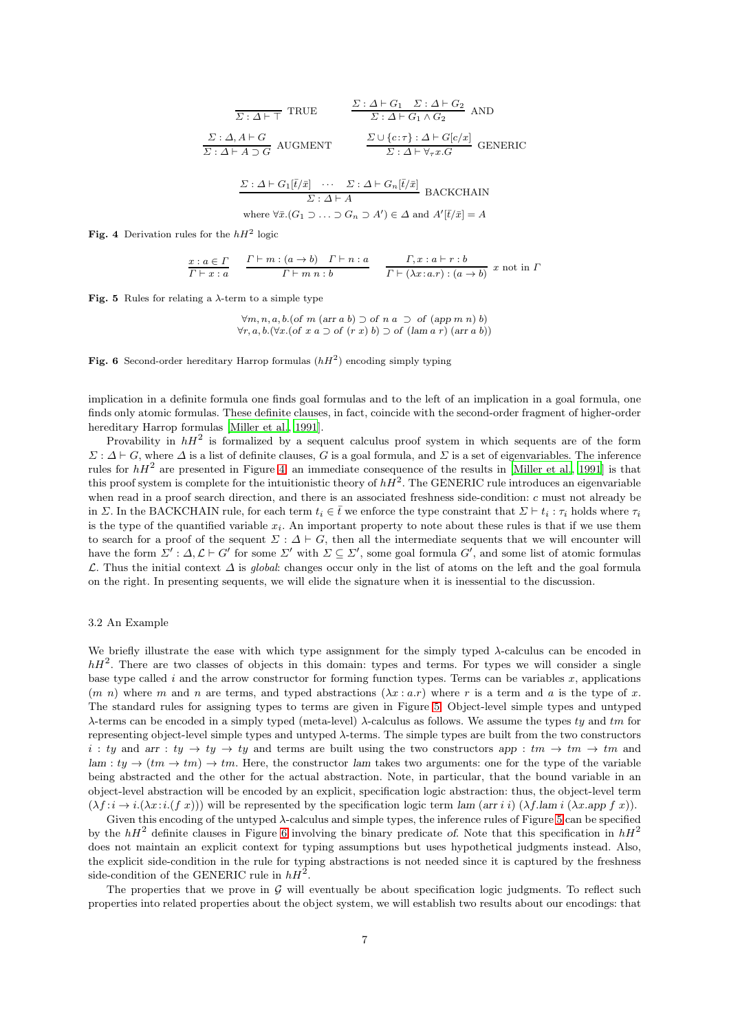$$\frac{}{\Sigma : \Delta \vdash \top}\ \text{TRUE} \qquad \frac{\Sigma : \Delta \vdash G_1 \quad \Sigma : \Delta \vdash G_2}{\Sigma : \Delta \vdash G_1 \wedge G_2}\ \text{AND}$$

$$\frac{\Sigma : \Delta, A \vdash G}{\Sigma : \Delta \vdash A \supset G}\ \text{AUGMENT} \qquad \frac{\Sigma \cup \{c : \tau\} : \Delta \vdash G[c/x]}{\Sigma : \Delta \vdash \forall_\tau x.G}\ \text{GENERIC}$$

$$\frac{\Sigma : \Delta \vdash G_1[\bar{t}/\bar{x}] \quad \cdots \quad \Sigma : \Delta \vdash G_n[\bar{t}/\bar{x}]}{\Sigma : \Delta \vdash A}\ \text{BACKCHAIN}$$

where $\forall \bar{x}.(G_1 \supset \ldots \supset G_n \supset A') \in \Delta$ and $A'[\bar{t}/\bar{x}] = A$

**Fig. 4** Derivation rules for the $hH^2$ logic

$$\frac{x : a \in \Gamma}{\Gamma \vdash x : a} \qquad \frac{\Gamma \vdash m : (a \rightarrow b) \quad \Gamma \vdash n : a}{\Gamma \vdash m\ n : b} \qquad \frac{\Gamma, x : a \vdash r : b}{\Gamma \vdash (\lambda x{:}a.r) : (a \rightarrow b)}\ x \text{ not in } \Gamma$$

**Fig. 5** Rules for relating a $\lambda$-term to a simple type

$$\forall m, n, a, b.(of\ m\ (arr\ a\ b) \supset of\ n\ a\ \supset\ of\ (app\ m\ n)\ b)$$
$$\forall r, a, b.(\forall x.(of\ x\ a \supset of\ (r\ x)\ b) \supset of\ (lam\ a\ r)\ (arr\ a\ b))$$

**Fig. 6** Second-order hereditary Harrop formulas ($hH^2$) encoding simply typing

implication in a definite formula one finds goal formulas and to the left of an implication in a goal formula, one finds only atomic formulas. These definite clauses, in fact, coincide with the second-order fragment of higher-order hereditary Harrop formulas [Miller et al., 1991].

Provability in $hH^2$ is formalized by a sequent calculus proof system in which sequents are of the form $\Sigma : \Delta \vdash G$, where $\Delta$ is a list of definite clauses, $G$ is a goal formula, and $\Sigma$ is a set of eigenvariables. The inference rules for $hH^2$ are presented in Figure 4; an immediate consequence of the results in [Miller et al., 1991] is that this proof system is complete for the intuitionistic theory of $hH^2$. The GENERIC rule introduces an eigenvariable when read in a proof search direction, and there is an associated freshness side-condition: $c$ must not already be in $\Sigma$. In the BACKCHAIN rule, for each term $t_i \in \bar{t}$ we enforce the type constraint that $\Sigma \vdash t_i : \tau_i$ holds where $\tau_i$ is the type of the quantified variable $x_i$. An important property to note about these rules is that if we use them to search for a proof of the sequent $\Sigma : \Delta \vdash G$, then all the intermediate sequents that we will encounter will have the form $\Sigma' : \Delta, \mathcal{L} \vdash G'$ for some $\Sigma'$ with $\Sigma \subseteq \Sigma'$, some goal formula $G'$, and some list of atomic formulas $\mathcal{L}$. Thus the initial context $\Delta$ is *global*: changes occur only in the list of atoms on the left and the goal formula on the right. In presenting sequents, we will elide the signature when it is inessential to the discussion.

### 3.2 An Example

We briefly illustrate the ease with which type assignment for the simply typed $\lambda$-calculus can be encoded in $hH^2$. There are two classes of objects in this domain: types and terms. For types we will consider a single base type called $i$ and the arrow constructor for forming function types. Terms can be variables $x$, applications $(m\ n)$ where $m$ and $n$ are terms, and typed abstractions $(\lambda x : a.r)$ where $r$ is a term and $a$ is the type of $x$. The standard rules for assigning types to terms are given in Figure 5. Object-level simple types and untyped $\lambda$-terms can be encoded in a simply typed (meta-level) $\lambda$-calculus as follows. We assume the types $ty$ and $tm$ for representing object-level simple types and untyped $\lambda$-terms. The simple types are built from the two constructors $i : ty$ and $arr : ty \rightarrow ty \rightarrow ty$ and terms are built using the two constructors $app : tm \rightarrow tm \rightarrow tm$ and $lam : ty \rightarrow (tm \rightarrow tm) \rightarrow tm$. Here, the constructor $lam$ takes two arguments: one for the type of the variable being abstracted and the other for the actual abstraction. Note, in particular, that the bound variable in an object-level abstraction will be encoded by an explicit, specification logic abstraction: thus, the object-level term $(\lambda f : i \rightarrow i.(\lambda x : i.(f\ x)))$ will be represented by the specification logic term $lam\ (arr\ i\ i)\ (\lambda f.lam\ i\ (\lambda x.app\ f\ x))$.

Given this encoding of the untyped $\lambda$-calculus and simple types, the inference rules of Figure 5 can be specified by the $hH^2$ definite clauses in Figure 6 involving the binary predicate $of$. Note that this specification in $hH^2$ does not maintain an explicit context for typing assumptions but uses hypothetical judgments instead. Also, the explicit side-condition in the rule for typing abstractions is not needed since it is captured by the freshness side-condition of the GENERIC rule in $hH^2$.

The properties that we prove in $\mathcal{G}$ will eventually be about specification logic judgments. To reflect such properties into related properties about the object system, we will establish two results about our encodings: that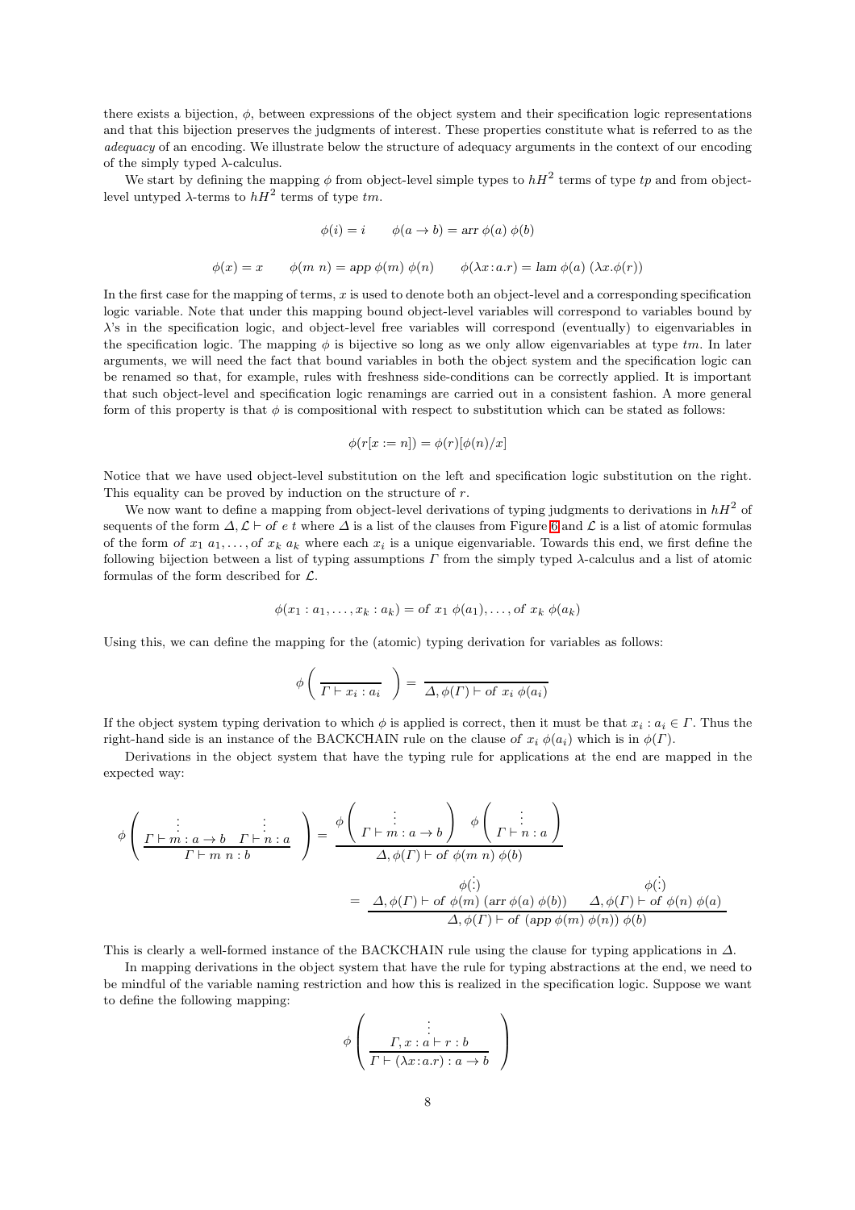there exists a bijection, $\phi$, between expressions of the object system and their specification logic representations and that this bijection preserves the judgments of interest. These properties constitute what is referred to as the *adequacy* of an encoding. We illustrate below the structure of adequacy arguments in the context of our encoding of the simply typed $\lambda$-calculus.

We start by defining the mapping $\phi$ from object-level simple types to $hH^2$ terms of type $tp$ and from object-level untyped $\lambda$-terms to $hH^2$ terms of type $tm$.

$$\phi(i) = i \qquad \phi(a \to b) = \mathit{arr}\ \phi(a)\ \phi(b)$$

$$\phi(x) = x \qquad \phi(m\ n) = \mathit{app}\ \phi(m)\ \phi(n) \qquad \phi(\lambda x{:}a.r) = \mathit{lam}\ \phi(a)\ (\lambda x.\phi(r))$$

In the first case for the mapping of terms, $x$ is used to denote both an object-level and a corresponding specification logic variable. Note that under this mapping bound object-level variables will correspond to variables bound by $\lambda$'s in the specification logic, and object-level free variables will correspond (eventually) to eigenvariables in the specification logic. The mapping $\phi$ is bijective so long as we only allow eigenvariables at type $tm$. In later arguments, we will need the fact that bound variables in both the object system and the specification logic can be renamed so that, for example, rules with freshness side-conditions can be correctly applied. It is important that such object-level and specification logic renamings are carried out in a consistent fashion. A more general form of this property is that $\phi$ is compositional with respect to substitution which can be stated as follows:

$$\phi(r[x := n]) = \phi(r)[\phi(n)/x]$$

Notice that we have used object-level substitution on the left and specification logic substitution on the right. This equality can be proved by induction on the structure of $r$.

We now want to define a mapping from object-level derivations of typing judgments to derivations in $hH^2$ of sequents of the form $\Delta, \mathcal{L} \vdash \mathit{of}\ e\ t$ where $\Delta$ is a list of the clauses from Figure 6 and $\mathcal{L}$ is a list of atomic formulas of the form $\mathit{of}\ x_1\ a_1, \ldots, \mathit{of}\ x_k\ a_k$ where each $x_i$ is a unique eigenvariable. Towards this end, we first define the following bijection between a list of typing assumptions $\Gamma$ from the simply typed $\lambda$-calculus and a list of atomic formulas of the form described for $\mathcal{L}$.

$$\phi(x_1 : a_1, \ldots, x_k : a_k) = \mathit{of}\ x_1\ \phi(a_1), \ldots, \mathit{of}\ x_k\ \phi(a_k)$$

Using this, we can define the mapping for the (atomic) typing derivation for variables as follows:

$$\phi\left(\frac{}{\Gamma \vdash x_i : a_i}\right) = \frac{}{\Delta, \phi(\Gamma) \vdash \mathit{of}\ x_i\ \phi(a_i)}$$

If the object system typing derivation to which $\phi$ is applied is correct, then it must be that $x_i : a_i \in \Gamma$. Thus the right-hand side is an instance of the BACKCHAIN rule on the clause $\mathit{of}\ x_i\ \phi(a_i)$ which is in $\phi(\Gamma)$.

Derivations in the object system that have the typing rule for applications at the end are mapped in the expected way:

$$\phi\left(\frac{\begin{array}{c}\vdots\\ \Gamma \vdash m : a \to b\end{array} \quad \begin{array}{c}\vdots\\ \Gamma \vdash n : a\end{array}}{\Gamma \vdash m\ n : b}\right) = \frac{\phi\left(\begin{array}{c}\vdots\\ \Gamma \vdash m : a \to b\end{array}\right) \quad \phi\left(\begin{array}{c}\vdots\\ \Gamma \vdash n : a\end{array}\right)}{\Delta, \phi(\Gamma) \vdash \mathit{of}\ \phi(m\ n)\ \phi(b)}$$

$$= \frac{\begin{array}{c}\phi(\vdots)\\ \Delta, \phi(\Gamma) \vdash \mathit{of}\ \phi(m)\ (\mathit{arr}\ \phi(a)\ \phi(b))\end{array} \quad \begin{array}{c}\phi(\vdots)\\ \Delta, \phi(\Gamma) \vdash \mathit{of}\ \phi(n)\ \phi(a)\end{array}}{\Delta, \phi(\Gamma) \vdash \mathit{of}\ (\mathit{app}\ \phi(m)\ \phi(n))\ \phi(b)}$$

This is clearly a well-formed instance of the BACKCHAIN rule using the clause for typing applications in $\Delta$.

In mapping derivations in the object system that have the rule for typing abstractions at the end, we need to be mindful of the variable naming restriction and how this is realized in the specification logic. Suppose we want to define the following mapping:

$$\phi\left(\frac{\begin{array}{c}\vdots\\ \Gamma, x : a \vdash r : b\end{array}}{\Gamma \vdash (\lambda x{:}a.r) : a \to b}\right)$$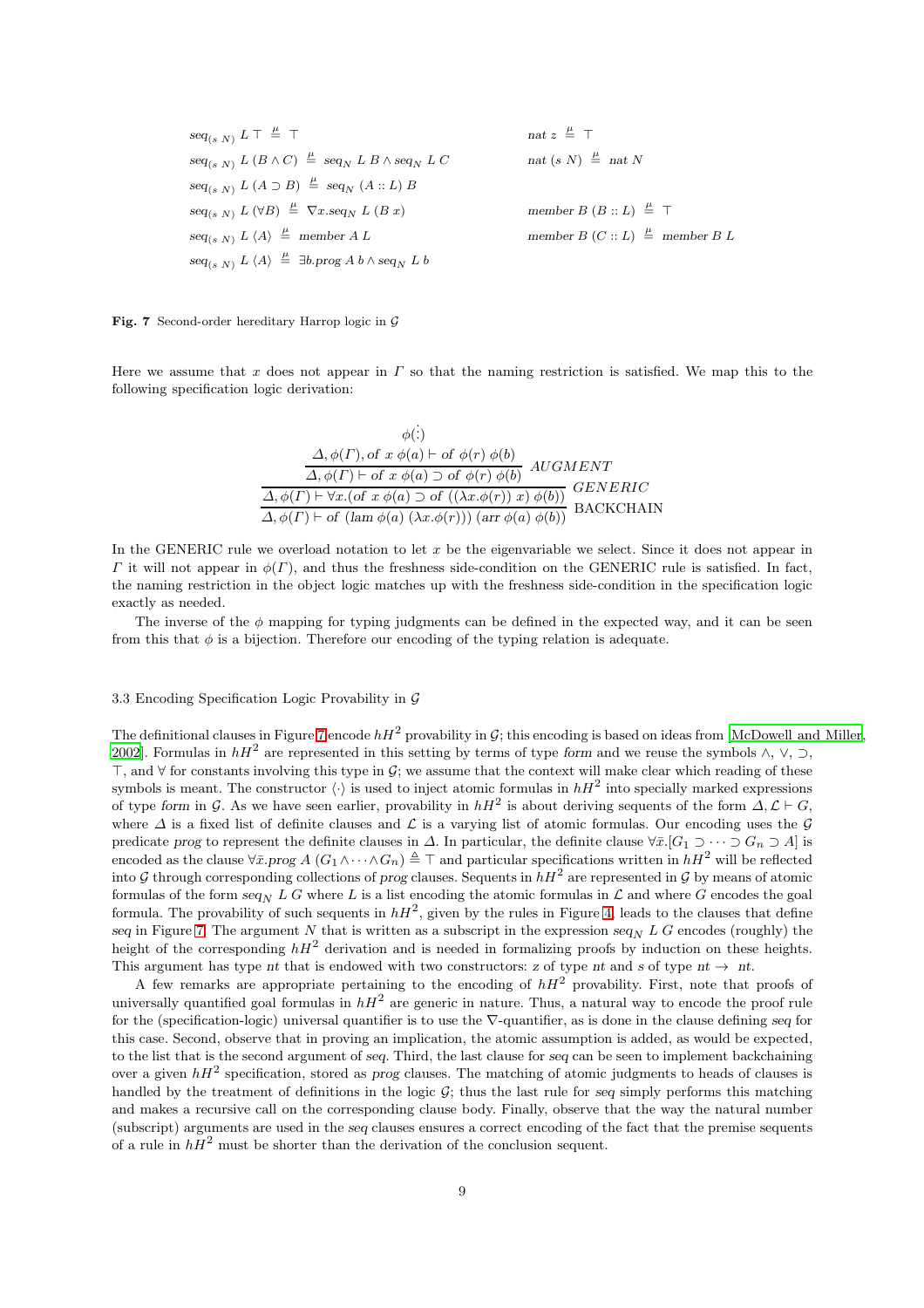$$
\begin{array}{ll}
seq_{(s\ N)}\ L\ \top \ \stackrel{\mu}{\triangleq}\ \top & nat\ z \ \stackrel{\mu}{\triangleq}\ \top \\
seq_{(s\ N)}\ L\ (B \wedge C) \ \stackrel{\mu}{\triangleq}\ seq_N\ L\ B \wedge seq_N\ L\ C & nat\ (s\ N) \ \stackrel{\mu}{\triangleq}\ nat\ N \\
seq_{(s\ N)}\ L\ (A \supset B) \ \stackrel{\mu}{\triangleq}\ seq_N\ (A :: L)\ B & \\
seq_{(s\ N)}\ L\ (\forall B) \ \stackrel{\mu}{\triangleq}\ \nabla x. seq_N\ L\ (B\ x) & member\ B\ (B :: L) \ \stackrel{\mu}{\triangleq}\ \top \\
seq_{(s\ N)}\ L\ \langle A \rangle \ \stackrel{\mu}{\triangleq}\ member\ A\ L & member\ B\ (C :: L) \ \stackrel{\mu}{\triangleq}\ member\ B\ L \\
seq_{(s\ N)}\ L\ \langle A \rangle \ \stackrel{\mu}{\triangleq}\ \exists b. prog\ A\ b \wedge seq_N\ L\ b &
\end{array}
$$

**Fig. 7** Second-order hereditary Harrop logic in $\mathcal{G}$

Here we assume that $x$ does not appear in $\Gamma$ so that the naming restriction is satisfied. We map this to the following specification logic derivation:

$$
\dfrac{\dfrac{\dfrac{\begin{array}{c}\phi(\vdots)\\ \Delta, \phi(\Gamma), of\ x\ \phi(a) \vdash of\ \phi(r)\ \phi(b)\end{array}}{\Delta, \phi(\Gamma) \vdash of\ x\ \phi(a) \supset of\ \phi(r)\ \phi(b)}\ AUGMENT}{\Delta, \phi(\Gamma) \vdash \forall x.(of\ x\ \phi(a) \supset of\ ((\lambda x.\phi(r))\ x)\ \phi(b))}\ GENERIC}{\Delta, \phi(\Gamma) \vdash of\ (lam\ \phi(a)\ (\lambda x.\phi(r)))\ (arr\ \phi(a)\ \phi(b))}\ \text{BACKCHAIN}
$$

In the GENERIC rule we overload notation to let $x$ be the eigenvariable we select. Since it does not appear in $\Gamma$ it will not appear in $\phi(\Gamma)$, and thus the freshness side-condition on the GENERIC rule is satisfied. In fact, the naming restriction in the object logic matches up with the freshness side-condition in the specification logic exactly as needed.

The inverse of the $\phi$ mapping for typing judgments can be defined in the expected way, and it can be seen from this that $\phi$ is a bijection. Therefore our encoding of the typing relation is adequate.

### 3.3 Encoding Specification Logic Provability in $\mathcal{G}$

The definitional clauses in Figure 7 encode $hH^2$ provability in $\mathcal{G}$; this encoding is based on ideas from [McDowell and Miller, 2002]. Formulas in $hH^2$ are represented in this setting by terms of type *form* and we reuse the symbols $\wedge$, $\vee$, $\supset$, $\top$, and $\forall$ for constants involving this type in $\mathcal{G}$; we assume that the context will make clear which reading of these symbols is meant. The constructor $\langle\cdot\rangle$ is used to inject atomic formulas in $hH^2$ into specially marked expressions of type *form* in $\mathcal{G}$. As we have seen earlier, provability in $hH^2$ is about deriving sequents of the form $\Delta, \mathcal{L} \vdash G$, where $\Delta$ is a fixed list of definite clauses and $\mathcal{L}$ is a varying list of atomic formulas. Our encoding uses the $\mathcal{G}$ predicate *prog* to represent the definite clauses in $\Delta$. In particular, the definite clause $\forall \bar{x}.[G_1 \supset \cdots \supset G_n \supset A]$ is encoded as the clause $\forall \bar{x}.prog\ A\ (G_1 \wedge \cdots \wedge G_n) \triangleq \top$ and particular specifications written in $hH^2$ will be reflected into $\mathcal{G}$ through corresponding collections of *prog* clauses. Sequents in $hH^2$ are represented in $\mathcal{G}$ by means of atomic formulas of the form $seq_N\ L\ G$ where $L$ is a list encoding the atomic formulas in $\mathcal{L}$ and where $G$ encodes the goal formula. The provability of such sequents in $hH^2$, given by the rules in Figure 4, leads to the clauses that define *seq* in Figure 7. The argument $N$ that is written as a subscript in the expression $seq_N\ L\ G$ encodes (roughly) the height of the corresponding $hH^2$ derivation and is needed in formalizing proofs by induction on these heights. This argument has type *nt* that is endowed with two constructors: $z$ of type *nt* and $s$ of type $nt \rightarrow nt$.

A few remarks are appropriate pertaining to the encoding of $hH^2$ provability. First, note that proofs of universally quantified goal formulas in $hH^2$ are generic in nature. Thus, a natural way to encode the proof rule for the (specification-logic) universal quantifier is to use the $\nabla$-quantifier, as is done in the clause defining *seq* for this case. Second, observe that in proving an implication, the atomic assumption is added, as would be expected, to the list that is the second argument of *seq*. Third, the last clause for *seq* can be seen to implement backchaining over a given $hH^2$ specification, stored as *prog* clauses. The matching of atomic judgments to heads of clauses is handled by the treatment of definitions in the logic $\mathcal{G}$; thus the last rule for *seq* simply performs this matching and makes a recursive call on the corresponding clause body. Finally, observe that the way the natural number (subscript) arguments are used in the *seq* clauses ensures a correct encoding of the fact that the premise sequents of a rule in $hH^2$ must be shorter than the derivation of the conclusion sequent.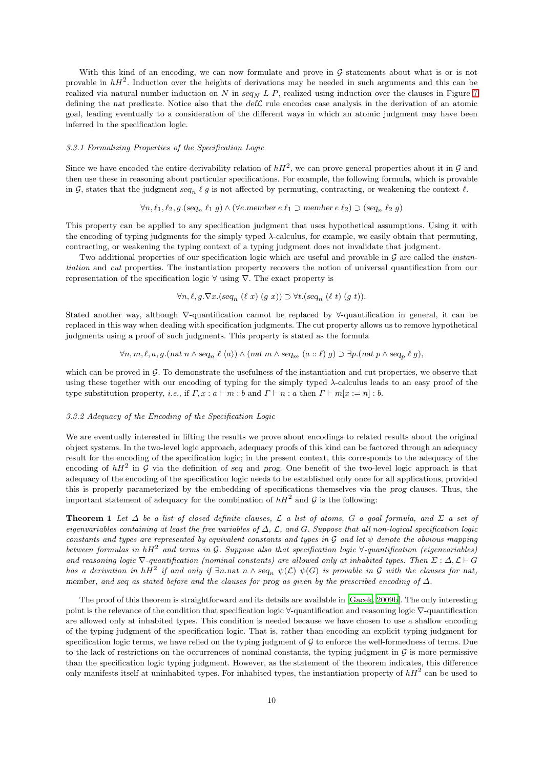With this kind of an encoding, we can now formulate and prove in $\mathcal{G}$ statements about what is or is not provable in $hH^2$. Induction over the heights of derivations may be needed in such arguments and this can be realized via natural number induction on $N$ in $seq_N\ L\ P$, realized using induction over the clauses in Figure 7 defining the *nat* predicate. Notice also that the $def\mathcal{L}$ rule encodes case analysis in the derivation of an atomic goal, leading eventually to a consideration of the different ways in which an atomic judgment may have been inferred in the specification logic.

### 3.3.1 Formalizing Properties of the Specification Logic

Since we have encoded the entire derivability relation of $hH^2$, we can prove general properties about it in $\mathcal{G}$ and then use these in reasoning about particular specifications. For example, the following formula, which is provable in $\mathcal{G}$, states that the judgment $seq_n\ \ell\ g$ is not affected by permuting, contracting, or weakening the context $\ell$.

$$\forall n, \ell_1, \ell_2, g.(seq_n\ \ell_1\ g) \wedge (\forall e.member\ e\ \ell_1 \supset member\ e\ \ell_2) \supset (seq_n\ \ell_2\ g)$$

This property can be applied to any specification judgment that uses hypothetical assumptions. Using it with the encoding of typing judgments for the simply typed $\lambda$-calculus, for example, we easily obtain that permuting, contracting, or weakening the typing context of a typing judgment does not invalidate that judgment.

Two additional properties of our specification logic which are useful and provable in $\mathcal{G}$ are called the *instantiation* and *cut* properties. The instantiation property recovers the notion of universal quantification from our representation of the specification logic $\forall$ using $\nabla$. The exact property is

$$\forall n, \ell, g.\nabla x.(seq_n\ (\ell\ x)\ (g\ x)) \supset \forall t.(seq_n\ (\ell\ t)\ (g\ t)).$$

Stated another way, although $\nabla$-quantification cannot be replaced by $\forall$-quantification in general, it can be replaced in this way when dealing with specification judgments. The cut property allows us to remove hypothetical judgments using a proof of such judgments. This property is stated as the formula

$$\forall n, m, \ell, a, g.(nat\ n \wedge seq_n\ \ell\ \langle a \rangle) \wedge (nat\ m \wedge seq_m\ (a :: \ell)\ g) \supset \exists p.(nat\ p \wedge seq_p\ \ell\ g),$$

which can be proved in $\mathcal{G}$. To demonstrate the usefulness of the instantiation and cut properties, we observe that using these together with our encoding of typing for the simply typed $\lambda$-calculus leads to an easy proof of the type substitution property, *i.e.*, if $\Gamma, x : a \vdash m : b$ and $\Gamma \vdash n : a$ then $\Gamma \vdash m[x := n] : b$.

### 3.3.2 Adequacy of the Encoding of the Specification Logic

We are eventually interested in lifting the results we prove about encodings to related results about the original object systems. In the two-level logic approach, adequacy proofs of this kind can be factored through an adequacy result for the encoding of the specification logic; in the present context, this corresponds to the adequacy of the encoding of $hH^2$ in $\mathcal{G}$ via the definition of *seq* and *prog*. One benefit of the two-level logic approach is that adequacy of the encoding of the specification logic needs to be established only once for all applications, provided this is properly parameterized by the embedding of specifications themselves via the *prog* clauses. Thus, the important statement of adequacy for the combination of $hH^2$ and $\mathcal{G}$ is the following:

**Theorem 1** *Let $\Delta$ be a list of closed definite clauses, $\mathcal{L}$ a list of atoms, $G$ a goal formula, and $\Sigma$ a set of eigenvariables containing at least the free variables of $\Delta$, $\mathcal{L}$, and $G$. Suppose that all non-logical specification logic constants and types are represented by equivalent constants and types in $\mathcal{G}$ and let $\psi$ denote the obvious mapping between formulas in $hH^2$ and terms in $\mathcal{G}$. Suppose also that specification logic $\forall$-quantification (eigenvariables) and reasoning logic $\nabla$-quantification (nominal constants) are allowed only at inhabited types. Then $\Sigma : \Delta, \mathcal{L} \vdash G$ has a derivation in $hH^2$ if and only if $\exists n.nat\ n \wedge seq_n\ \psi(\mathcal{L})\ \psi(G)$ is provable in $\mathcal{G}$ with the clauses for nat, member, and seq as stated before and the clauses for prog as given by the prescribed encoding of $\Delta$.*

The proof of this theorem is straightforward and its details are available in [Gacek, 2009b]. The only interesting point is the relevance of the condition that specification logic $\forall$-quantification and reasoning logic $\nabla$-quantification are allowed only at inhabited types. This condition is needed because we have chosen to use a shallow encoding of the typing judgment of the specification logic. That is, rather than encoding an explicit typing judgment for specification logic terms, we have relied on the typing judgment of $\mathcal{G}$ to enforce the well-formedness of terms. Due to the lack of restrictions on the occurrences of nominal constants, the typing judgment in $\mathcal{G}$ is more permissive than the specification logic typing judgment. However, as the statement of the theorem indicates, this difference only manifests itself at uninhabited types. For inhabited types, the instantiation property of $hH^2$ can be used to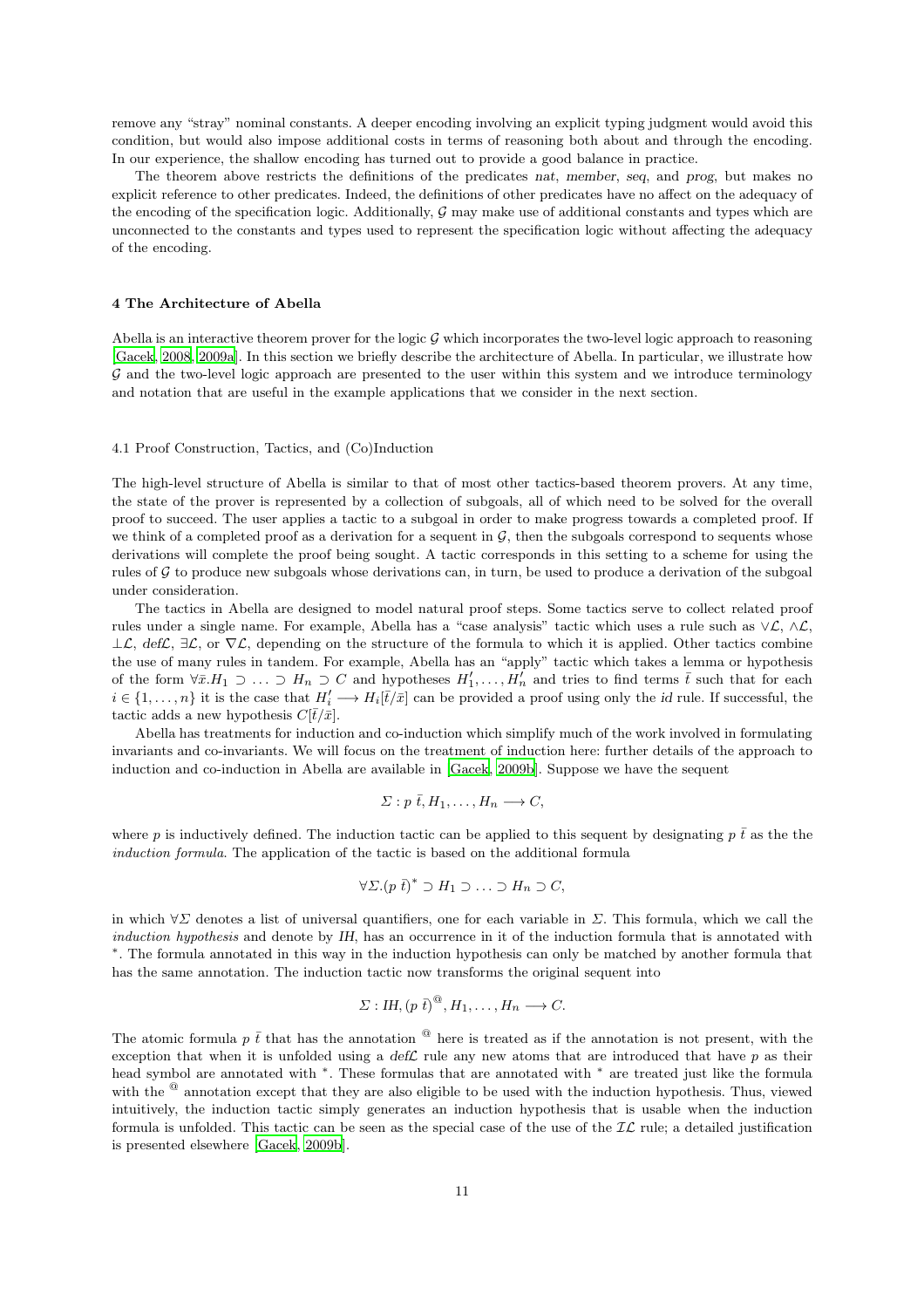remove any "stray" nominal constants. A deeper encoding involving an explicit typing judgment would avoid this condition, but would also impose additional costs in terms of reasoning both about and through the encoding. In our experience, the shallow encoding has turned out to provide a good balance in practice.

The theorem above restricts the definitions of the predicates *nat*, *member*, *seq*, and *prog*, but makes no explicit reference to other predicates. Indeed, the definitions of other predicates have no affect on the adequacy of the encoding of the specification logic. Additionally, $\mathcal{G}$ may make use of additional constants and types which are unconnected to the constants and types used to represent the specification logic without affecting the adequacy of the encoding.

## 4 The Architecture of Abella

Abella is an interactive theorem prover for the logic $\mathcal{G}$ which incorporates the two-level logic approach to reasoning [Gacek, 2008, 2009a]. In this section we briefly describe the architecture of Abella. In particular, we illustrate how $\mathcal{G}$ and the two-level logic approach are presented to the user within this system and we introduce terminology and notation that are useful in the example applications that we consider in the next section.

### 4.1 Proof Construction, Tactics, and (Co)Induction

The high-level structure of Abella is similar to that of most other tactics-based theorem provers. At any time, the state of the prover is represented by a collection of subgoals, all of which need to be solved for the overall proof to succeed. The user applies a tactic to a subgoal in order to make progress towards a completed proof. If we think of a completed proof as a derivation for a sequent in $\mathcal{G}$, then the subgoals correspond to sequents whose derivations will complete the proof being sought. A tactic corresponds in this setting to a scheme for using the rules of $\mathcal{G}$ to produce new subgoals whose derivations can, in turn, be used to produce a derivation of the subgoal under consideration.

The tactics in Abella are designed to model natural proof steps. Some tactics serve to collect related proof rules under a single name. For example, Abella has a "case analysis" tactic which uses a rule such as $\vee\mathcal{L}$, $\wedge\mathcal{L}$, $\bot\mathcal{L}$, $def\mathcal{L}$, $\exists\mathcal{L}$, or $\nabla\mathcal{L}$, depending on the structure of the formula to which it is applied. Other tactics combine the use of many rules in tandem. For example, Abella has an "apply" tactic which takes a lemma or hypothesis of the form $\forall\bar{x}.H_1 \supset \ldots \supset H_n \supset C$ and hypotheses $H'_1, \ldots, H'_n$ and tries to find terms $\bar{t}$ such that for each $i \in \{1, \ldots, n\}$ it is the case that $H'_i \longrightarrow H_i[\bar{t}/\bar{x}]$ can be provided a proof using only the *id* rule. If successful, the tactic adds a new hypothesis $C[\bar{t}/\bar{x}]$.

Abella has treatments for induction and co-induction which simplify much of the work involved in formulating invariants and co-invariants. We will focus on the treatment of induction here: further details of the approach to induction and co-induction in Abella are available in [Gacek, 2009b]. Suppose we have the sequent

$$\Sigma : p\ \bar{t}, H_1, \ldots, H_n \longrightarrow C,$$

where $p$ is inductively defined. The induction tactic can be applied to this sequent by designating $p\ \bar{t}$ as the the *induction formula*. The application of the tactic is based on the additional formula

$$\forall\Sigma.(p\ \bar{t})^* \supset H_1 \supset \ldots \supset H_n \supset C,$$

in which $\forall\Sigma$ denotes a list of universal quantifiers, one for each variable in $\Sigma$. This formula, which we call the *induction hypothesis* and denote by *IH*, has an occurrence in it of the induction formula that is annotated with $^*$. The formula annotated in this way in the induction hypothesis can only be matched by another formula that has the same annotation. The induction tactic now transforms the original sequent into

$$\Sigma : IH, (p\ \bar{t})^@, H_1, \ldots, H_n \longrightarrow C.$$

The atomic formula $p\ \bar{t}$ that has the annotation $^@$ here is treated as if the annotation is not present, with the exception that when it is unfolded using a $def\mathcal{L}$ rule any new atoms that are introduced that have $p$ as their head symbol are annotated with $^*$. These formulas that are annotated with $^*$ are treated just like the formula with the $^@$ annotation except that they are also eligible to be used with the induction hypothesis. Thus, viewed intuitively, the induction tactic simply generates an induction hypothesis that is usable when the induction formula is unfolded. This tactic can be seen as the special case of the use of the $\mathcal{IL}$ rule; a detailed justification is presented elsewhere [Gacek, 2009b].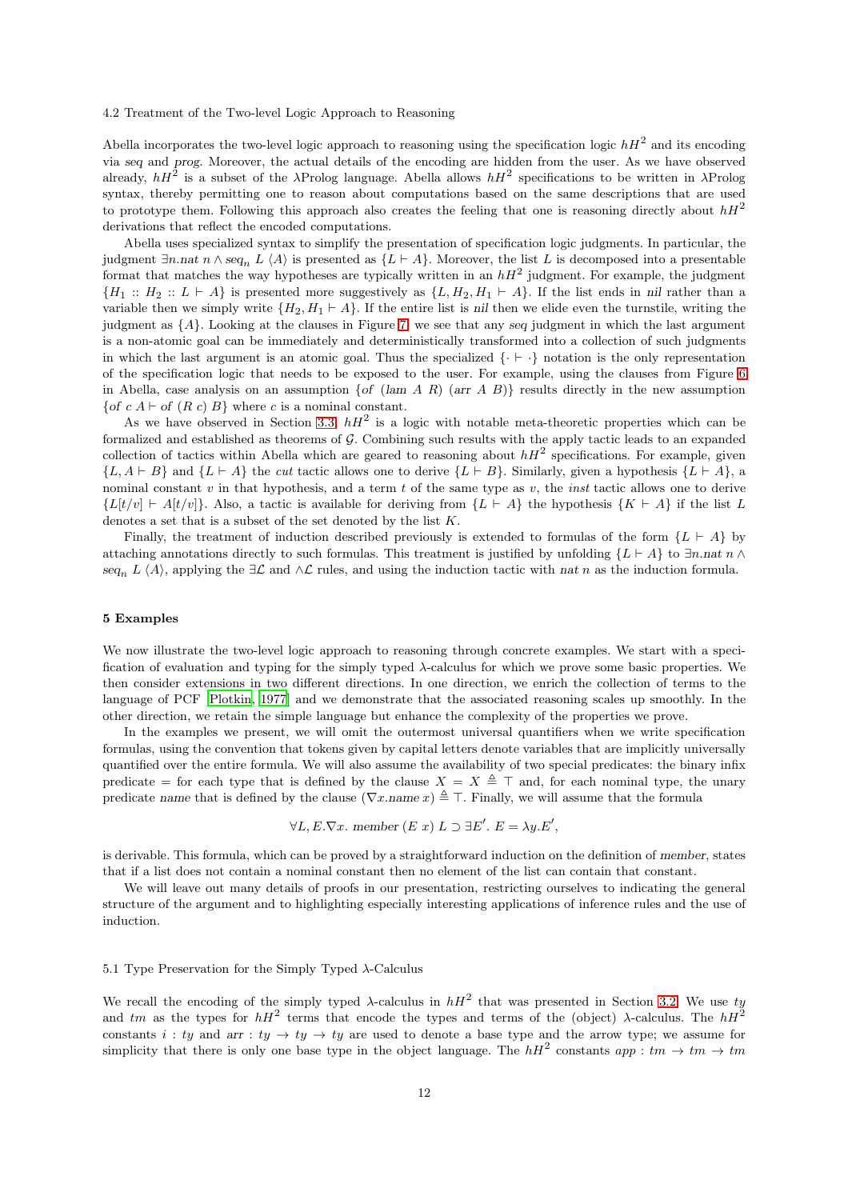### 4.2 Treatment of the Two-level Logic Approach to Reasoning

Abella incorporates the two-level logic approach to reasoning using the specification logic $hH^2$ and its encoding via *seq* and *prog*. Moreover, the actual details of the encoding are hidden from the user. As we have observed already, $hH^2$ is a subset of the λProlog language. Abella allows $hH^2$ specifications to be written in λProlog syntax, thereby permitting one to reason about computations based on the same descriptions that are used to prototype them. Following this approach also creates the feeling that one is reasoning directly about $hH^2$ derivations that reflect the encoded computations.

Abella uses specialized syntax to simplify the presentation of specification logic judgments. In particular, the judgment $\exists n.nat\ n \wedge seq_n\ L\ \langle A \rangle$ is presented as $\{L \vdash A\}$. Moreover, the list $L$ is decomposed into a presentable format that matches the way hypotheses are typically written in an $hH^2$ judgment. For example, the judgment $\{H_1 :: H_2 :: L \vdash A\}$ is presented more suggestively as $\{L, H_2, H_1 \vdash A\}$. If the list ends in *nil* rather than a variable then we simply write $\{H_2, H_1 \vdash A\}$. If the entire list is *nil* then we elide even the turnstile, writing the judgment as $\{A\}$. Looking at the clauses in Figure 7, we see that any *seq* judgment in which the last argument is a non-atomic goal can be immediately and deterministically transformed into a collection of such judgments in which the last argument is an atomic goal. Thus the specialized $\{\cdot \vdash \cdot\}$ notation is the only representation of the specification logic that needs to be exposed to the user. For example, using the clauses from Figure 6 in Abella, case analysis on an assumption $\{of\ (lam\ A\ R)\ (arr\ A\ B)\}$ results directly in the new assumption $\{of\ c\ A \vdash of\ (R\ c)\ B\}$ where $c$ is a nominal constant.

As we have observed in Section 3.3, $hH^2$ is a logic with notable meta-theoretic properties which can be formalized and established as theorems of $\mathcal{G}$. Combining such results with the apply tactic leads to an expanded collection of tactics within Abella which are geared to reasoning about $hH^2$ specifications. For example, given $\{L, A \vdash B\}$ and $\{L \vdash A\}$ the *cut* tactic allows one to derive $\{L \vdash B\}$. Similarly, given a hypothesis $\{L \vdash A\}$, a nominal constant $v$ in that hypothesis, and a term $t$ of the same type as $v$, the *inst* tactic allows one to derive $\{L[t/v] \vdash A[t/v]\}$. Also, a tactic is available for deriving from $\{L \vdash A\}$ the hypothesis $\{K \vdash A\}$ if the list $L$ denotes a set that is a subset of the set denoted by the list $K$.

Finally, the treatment of induction described previously is extended to formulas of the form $\{L \vdash A\}$ by attaching annotations directly to such formulas. This treatment is justified by unfolding $\{L \vdash A\}$ to $\exists n.nat\ n \wedge seq_n\ L\ \langle A \rangle$, applying the $\exists\mathcal{L}$ and $\wedge\mathcal{L}$ rules, and using the induction tactic with $nat\ n$ as the induction formula.

## 5 Examples

We now illustrate the two-level logic approach to reasoning through concrete examples. We start with a specification of evaluation and typing for the simply typed λ-calculus for which we prove some basic properties. We then consider extensions in two different directions. In one direction, we enrich the collection of terms to the language of PCF [Plotkin, 1977] and we demonstrate that the associated reasoning scales up smoothly. In the other direction, we retain the simple language but enhance the complexity of the properties we prove.

In the examples we present, we will omit the outermost universal quantifiers when we write specification formulas, using the convention that tokens given by capital letters denote variables that are implicitly universally quantified over the entire formula. We will also assume the availability of two special predicates: the binary infix predicate $=$ for each type that is defined by the clause $X = X \triangleq \top$ and, for each nominal type, the unary predicate *name* that is defined by the clause $(\nabla x.name\ x) \triangleq \top$. Finally, we will assume that the formula

$$\forall L, E.\nabla x.\ member\ (E\ x)\ L \supset \exists E'.\ E = \lambda y.E',$$

is derivable. This formula, which can be proved by a straightforward induction on the definition of *member*, states that if a list does not contain a nominal constant then no element of the list can contain that constant.

We will leave out many details of proofs in our presentation, restricting ourselves to indicating the general structure of the argument and to highlighting especially interesting applications of inference rules and the use of induction.

### 5.1 Type Preservation for the Simply Typed λ-Calculus

We recall the encoding of the simply typed λ-calculus in $hH^2$ that was presented in Section 3.2. We use *ty* and *tm* as the types for $hH^2$ terms that encode the types and terms of the (object) λ-calculus. The $hH^2$ constants $i : ty$ and $arr : ty \to ty \to ty$ are used to denote a base type and the arrow type; we assume for simplicity that there is only one base type in the object language. The $hH^2$ constants $app : tm \to tm \to tm$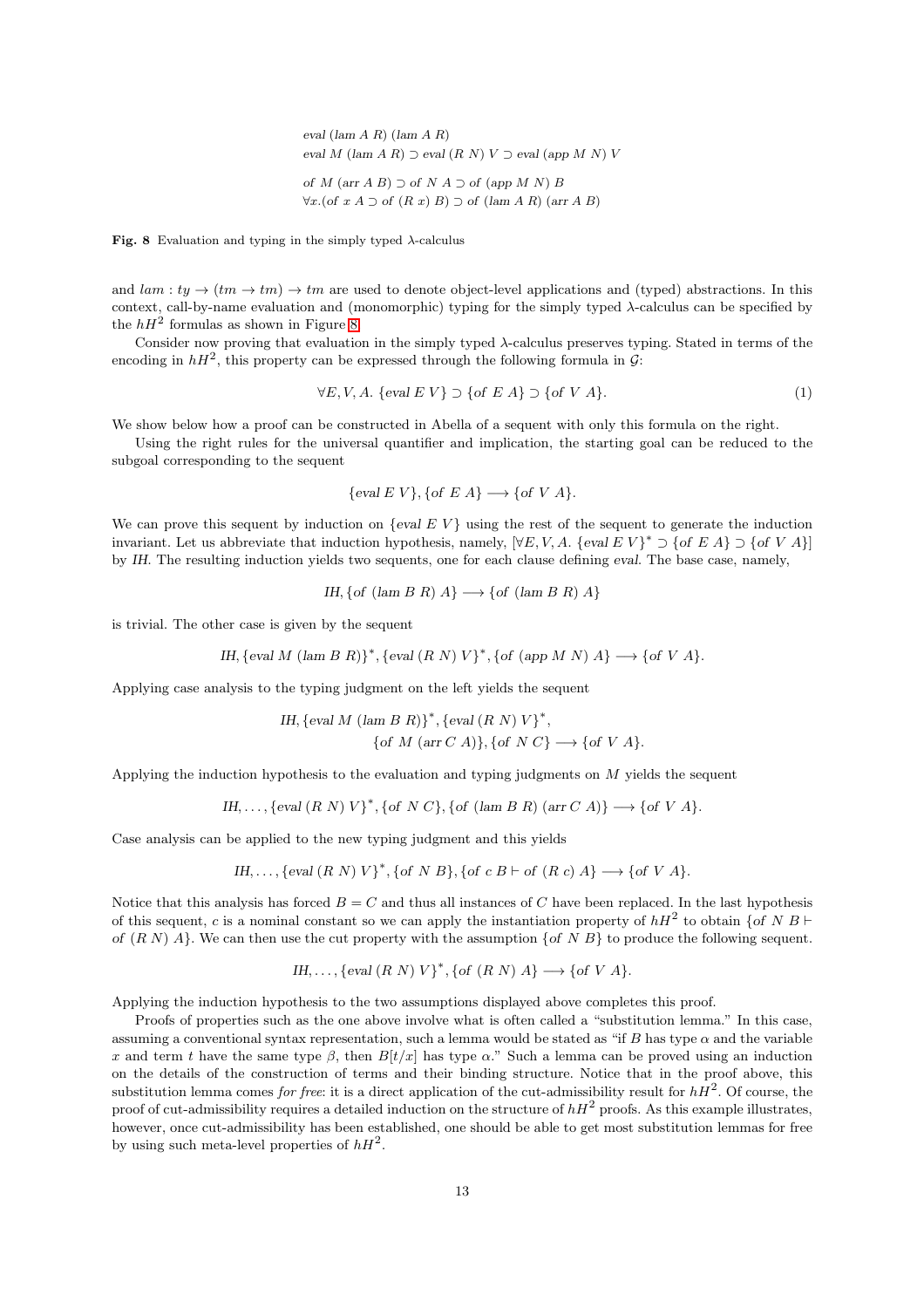$$
\begin{array}{l}
eval\ (lam\ A\ R)\ (lam\ A\ R) \\
eval\ M\ (lam\ A\ R) \supset eval\ (R\ N)\ V \supset eval\ (app\ M\ N)\ V \\[6pt]
of\ M\ (arr\ A\ B) \supset of\ N\ A \supset of\ (app\ M\ N)\ B \\
\forall x.(of\ x\ A \supset of\ (R\ x)\ B) \supset of\ (lam\ A\ R)\ (arr\ A\ B)
\end{array}
$$

**Fig. 8** Evaluation and typing in the simply typed $\lambda$-calculus

and $lam : ty \to (tm \to tm) \to tm$ are used to denote object-level applications and (typed) abstractions. In this context, call-by-name evaluation and (monomorphic) typing for the simply typed $\lambda$-calculus can be specified by the $hH^2$ formulas as shown in Figure 8.

Consider now proving that evaluation in the simply typed $\lambda$-calculus preserves typing. Stated in terms of the encoding in $hH^2$, this property can be expressed through the following formula in $\mathcal{G}$:

$$
\forall E, V, A.\ \{eval\ E\ V\} \supset \{of\ E\ A\} \supset \{of\ V\ A\}. \tag{1}
$$

We show below how a proof can be constructed in Abella of a sequent with only this formula on the right.

Using the right rules for the universal quantifier and implication, the starting goal can be reduced to the subgoal corresponding to the sequent

$$
\{eval\ E\ V\}, \{of\ E\ A\} \longrightarrow \{of\ V\ A\}.
$$

We can prove this sequent by induction on $\{eval\ E\ V\}$ using the rest of the sequent to generate the induction invariant. Let us abbreviate that induction hypothesis, namely, $[\forall E, V, A.\ \{eval\ E\ V\}^* \supset \{of\ E\ A\} \supset \{of\ V\ A\}]$ by *IH*. The resulting induction yields two sequents, one for each clause defining *eval*. The base case, namely,

$$
IH, \{of\ (lam\ B\ R)\ A\} \longrightarrow \{of\ (lam\ B\ R)\ A\}
$$

is trivial. The other case is given by the sequent

$$
IH, \{eval\ M\ (lam\ B\ R)\}^*, \{eval\ (R\ N)\ V\}^*, \{of\ (app\ M\ N)\ A\} \longrightarrow \{of\ V\ A\}.
$$

Applying case analysis to the typing judgment on the left yields the sequent

$$
\begin{array}{l}
IH, \{eval\ M\ (lam\ B\ R)\}^*, \{eval\ (R\ N)\ V\}^*, \\
\qquad\qquad \{of\ M\ (arr\ C\ A)\}, \{of\ N\ C\} \longrightarrow \{of\ V\ A\}.
\end{array}
$$

Applying the induction hypothesis to the evaluation and typing judgments on $M$ yields the sequent

$$
IH, \ldots, \{eval\ (R\ N)\ V\}^*, \{of\ N\ C\}, \{of\ (lam\ B\ R)\ (arr\ C\ A)\} \longrightarrow \{of\ V\ A\}.
$$

Case analysis can be applied to the new typing judgment and this yields

$$
IH, \ldots, \{eval\ (R\ N)\ V\}^*, \{of\ N\ B\}, \{of\ c\ B \vdash of\ (R\ c)\ A\} \longrightarrow \{of\ V\ A\}.
$$

Notice that this analysis has forced $B = C$ and thus all instances of $C$ have been replaced. In the last hypothesis of this sequent, $c$ is a nominal constant so we can apply the instantiation property of $hH^2$ to obtain $\{of\ N\ B \vdash of\ (R\ N)\ A\}$. We can then use the cut property with the assumption $\{of\ N\ B\}$ to produce the following sequent.

$$
IH, \ldots, \{eval\ (R\ N)\ V\}^*, \{of\ (R\ N)\ A\} \longrightarrow \{of\ V\ A\}.
$$

Applying the induction hypothesis to the two assumptions displayed above completes this proof.

Proofs of properties such as the one above involve what is often called a "substitution lemma." In this case, assuming a conventional syntax representation, such a lemma would be stated as "if $B$ has type $\alpha$ and the variable $x$ and term $t$ have the same type $\beta$, then $B[t/x]$ has type $\alpha$." Such a lemma can be proved using an induction on the details of the construction of terms and their binding structure. Notice that in the proof above, this substitution lemma comes *for free*: it is a direct application of the cut-admissibility result for $hH^2$. Of course, the proof of cut-admissibility requires a detailed induction on the structure of $hH^2$ proofs. As this example illustrates, however, once cut-admissibility has been established, one should be able to get most substitution lemmas for free by using such meta-level properties of $hH^2$.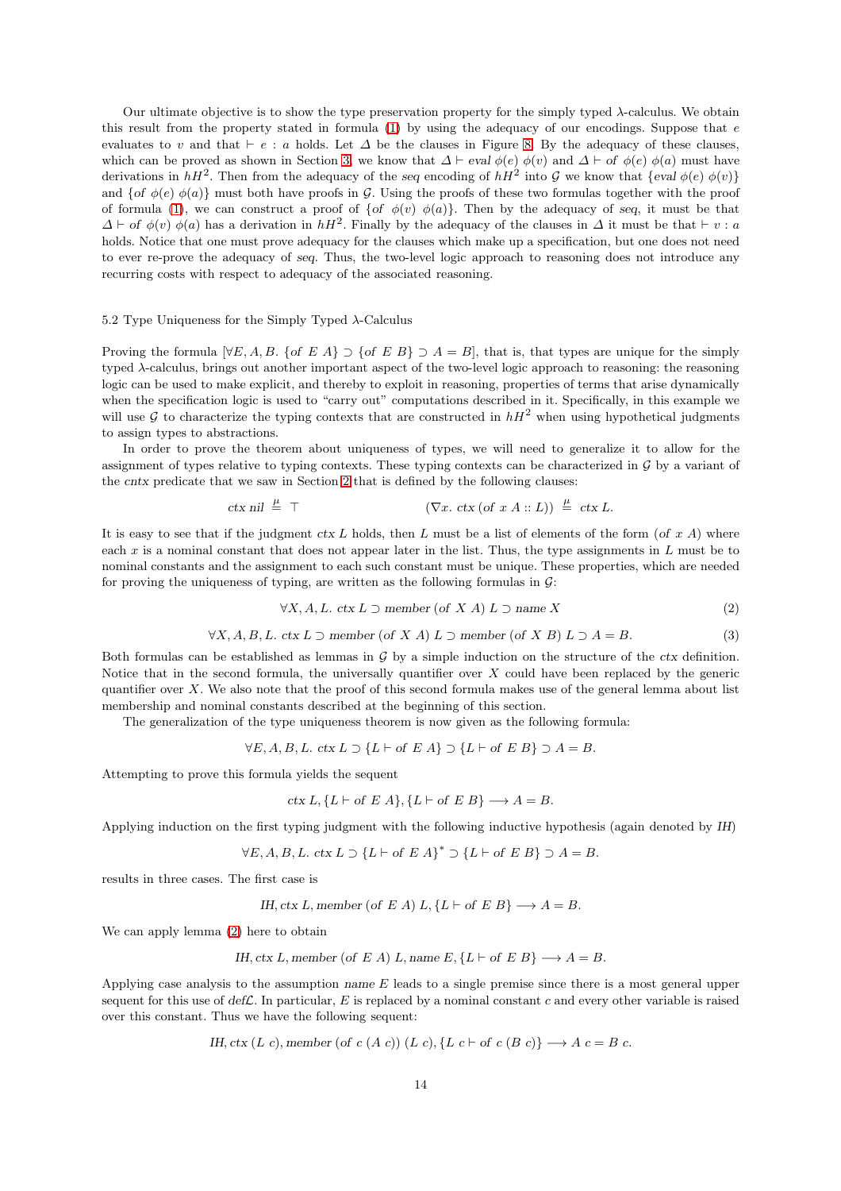Our ultimate objective is to show the type preservation property for the simply typed $\lambda$-calculus. We obtain this result from the property stated in formula (1) by using the adequacy of our encodings. Suppose that $e$ evaluates to $v$ and that $\vdash e : a$ holds. Let $\Delta$ be the clauses in Figure 8. By the adequacy of these clauses, which can be proved as shown in Section 3, we know that $\Delta \vdash \mathit{eval}\ \phi(e)\ \phi(v)$ and $\Delta \vdash \mathit{of}\ \phi(e)\ \phi(a)$ must have derivations in $hH^2$. Then from the adequacy of the *seq* encoding of $hH^2$ into $\mathcal{G}$ we know that $\{\mathit{eval}\ \phi(e)\ \phi(v)\}$ and $\{\mathit{of}\ \phi(e)\ \phi(a)\}$ must both have proofs in $\mathcal{G}$. Using the proofs of these two formulas together with the proof of formula (1), we can construct a proof of $\{\mathit{of}\ \phi(v)\ \phi(a)\}$. Then by the adequacy of *seq*, it must be that $\Delta \vdash \mathit{of}\ \phi(v)\ \phi(a)$ has a derivation in $hH^2$. Finally by the adequacy of the clauses in $\Delta$ it must be that $\vdash v : a$ holds. Notice that one must prove adequacy for the clauses which make up a specification, but one does not need to ever re-prove the adequacy of *seq*. Thus, the two-level logic approach to reasoning does not introduce any recurring costs with respect to adequacy of the associated reasoning.

### 5.2 Type Uniqueness for the Simply Typed $\lambda$-Calculus

Proving the formula $[\forall E, A, B.\ \{\mathit{of}\ E\ A\} \supset \{\mathit{of}\ E\ B\} \supset A = B]$, that is, that types are unique for the simply typed $\lambda$-calculus, brings out another important aspect of the two-level logic approach to reasoning: the reasoning logic can be used to make explicit, and thereby to exploit in reasoning, properties of terms that arise dynamically when the specification logic is used to "carry out" computations described in it. Specifically, in this example we will use $\mathcal{G}$ to characterize the typing contexts that are constructed in $hH^2$ when using hypothetical judgments to assign types to abstractions.

In order to prove the theorem about uniqueness of types, we will need to generalize it to allow for the assignment of types relative to typing contexts. These typing contexts can be characterized in $\mathcal{G}$ by a variant of the *cntx* predicate that we saw in Section 2 that is defined by the following clauses:

$$\mathit{ctx}\ \mathit{nil} \stackrel{\mu}{=} \top \qquad\qquad (\nabla x.\ \mathit{ctx}\ (\mathit{of}\ x\ A :: L)) \stackrel{\mu}{=} \mathit{ctx}\ L.$$

It is easy to see that if the judgment $\mathit{ctx}\ L$ holds, then $L$ must be a list of elements of the form $(\mathit{of}\ x\ A)$ where each $x$ is a nominal constant that does not appear later in the list. Thus, the type assignments in $L$ must be to nominal constants and the assignment to each such constant must be unique. These properties, which are needed for proving the uniqueness of typing, are written as the following formulas in $\mathcal{G}$:

$$\forall X, A, L.\ \mathit{ctx}\ L \supset \mathit{member}\ (\mathit{of}\ X\ A)\ L \supset \mathit{name}\ X \tag{2}$$

$$\forall X, A, B, L.\ \mathit{ctx}\ L \supset \mathit{member}\ (\mathit{of}\ X\ A)\ L \supset \mathit{member}\ (\mathit{of}\ X\ B)\ L \supset A = B. \tag{3}$$

Both formulas can be established as lemmas in $\mathcal{G}$ by a simple induction on the structure of the *ctx* definition. Notice that in the second formula, the universally quantifier over $X$ could have been replaced by the generic quantifier over $X$. We also note that the proof of this second formula makes use of the general lemma about list membership and nominal constants described at the beginning of this section.

The generalization of the type uniqueness theorem is now given as the following formula:

$$\forall E, A, B, L.\ \mathit{ctx}\ L \supset \{L \vdash \mathit{of}\ E\ A\} \supset \{L \vdash \mathit{of}\ E\ B\} \supset A = B.$$

Attempting to prove this formula yields the sequent

$$\mathit{ctx}\ L, \{L \vdash \mathit{of}\ E\ A\}, \{L \vdash \mathit{of}\ E\ B\} \longrightarrow A = B.$$

Applying induction on the first typing judgment with the following inductive hypothesis (again denoted by *IH*)

$$\forall E, A, B, L.\ \mathit{ctx}\ L \supset \{L \vdash \mathit{of}\ E\ A\}^{*} \supset \{L \vdash \mathit{of}\ E\ B\} \supset A = B.$$

results in three cases. The first case is

$$\mathit{IH}, \mathit{ctx}\ L, \mathit{member}\ (\mathit{of}\ E\ A)\ L, \{L \vdash \mathit{of}\ E\ B\} \longrightarrow A = B.$$

We can apply lemma (2) here to obtain

$$\mathit{IH}, \mathit{ctx}\ L, \mathit{member}\ (\mathit{of}\ E\ A)\ L, \mathit{name}\ E, \{L \vdash \mathit{of}\ E\ B\} \longrightarrow A = B.$$

Applying case analysis to the assumption *name* $E$ leads to a single premise since there is a most general upper sequent for this use of $\mathit{def}\mathcal{L}$. In particular, $E$ is replaced by a nominal constant $c$ and every other variable is raised over this constant. Thus we have the following sequent:

$$\mathit{IH}, \mathit{ctx}\ (L\ c), \mathit{member}\ (\mathit{of}\ c\ (A\ c))\ (L\ c), \{L\ c \vdash \mathit{of}\ c\ (B\ c)\} \longrightarrow A\ c = B\ c.$$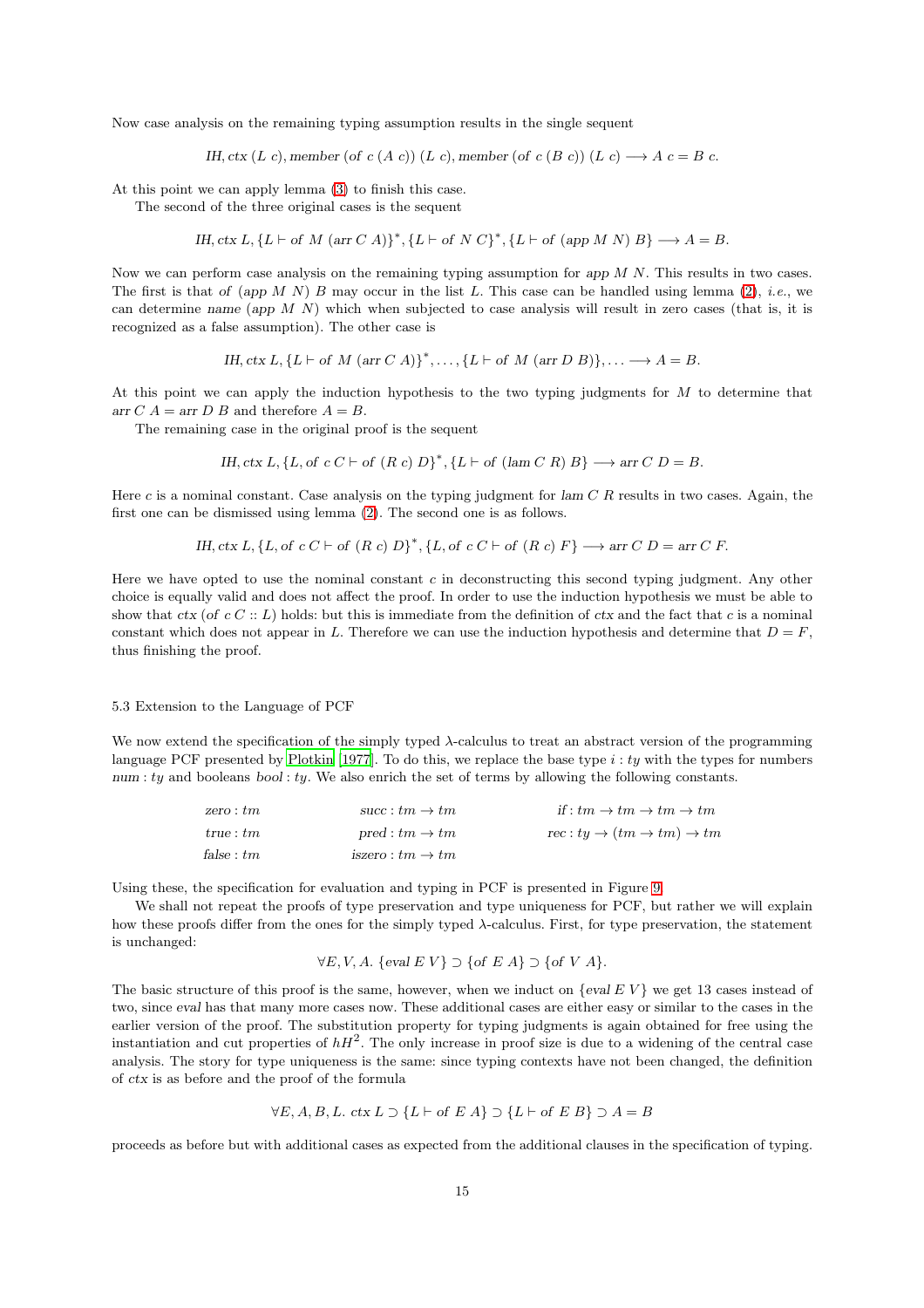Now case analysis on the remaining typing assumption results in the single sequent

$$IH, ctx\ (L\ c), member\ (of\ c\ (A\ c))\ (L\ c), member\ (of\ c\ (B\ c))\ (L\ c) \longrightarrow A\ c = B\ c.$$

At this point we can apply lemma (3) to finish this case.

The second of the three original cases is the sequent

$$IH, ctx\ L, \{L \vdash of\ M\ (arr\ C\ A)\}^*, \{L \vdash of\ N\ C\}^*, \{L \vdash of\ (app\ M\ N)\ B\} \longrightarrow A = B.$$

Now we can perform case analysis on the remaining typing assumption for $app\ M\ N$. This results in two cases. The first is that $of\ (app\ M\ N)\ B$ may occur in the list $L$. This case can be handled using lemma (2), *i.e.*, we can determine $name\ (app\ M\ N)$ which when subjected to case analysis will result in zero cases (that is, it is recognized as a false assumption). The other case is

$$IH, ctx\ L, \{L \vdash of\ M\ (arr\ C\ A)\}^*, \ldots, \{L \vdash of\ M\ (arr\ D\ B)\}, \ldots \longrightarrow A = B.$$

At this point we can apply the induction hypothesis to the two typing judgments for $M$ to determine that $arr\ C\ A = arr\ D\ B$ and therefore $A = B$.

The remaining case in the original proof is the sequent

$$IH, ctx\ L, \{L, of\ c\ C \vdash of\ (R\ c)\ D\}^*, \{L \vdash of\ (lam\ C\ R)\ B\} \longrightarrow arr\ C\ D = B.$$

Here $c$ is a nominal constant. Case analysis on the typing judgment for $lam\ C\ R$ results in two cases. Again, the first one can be dismissed using lemma (2). The second one is as follows.

$$IH, ctx\ L, \{L, of\ c\ C \vdash of\ (R\ c)\ D\}^*, \{L, of\ c\ C \vdash of\ (R\ c)\ F\} \longrightarrow arr\ C\ D = arr\ C\ F.$$

Here we have opted to use the nominal constant $c$ in deconstructing this second typing judgment. Any other choice is equally valid and does not affect the proof. In order to use the induction hypothesis we must be able to show that $ctx\ (of\ c\ C :: L)$ holds: but this is immediate from the definition of $ctx$ and the fact that $c$ is a nominal constant which does not appear in $L$. Therefore we can use the induction hypothesis and determine that $D = F$, thus finishing the proof.

### 5.3 Extension to the Language of PCF

We now extend the specification of the simply typed λ-calculus to treat an abstract version of the programming language PCF presented by Plotkin [1977]. To do this, we replace the base type $i : ty$ with the types for numbers $num : ty$ and booleans $bool : ty$. We also enrich the set of terms by allowing the following constants.

| | | |
|---|---|---|
| $zero : tm$ | $succ : tm \to tm$ | $if : tm \to tm \to tm \to tm$ |
| $true : tm$ | $pred : tm \to tm$ | $rec : ty \to (tm \to tm) \to tm$ |
| $false : tm$ | $iszero : tm \to tm$ | |

Using these, the specification for evaluation and typing in PCF is presented in Figure 9.

We shall not repeat the proofs of type preservation and type uniqueness for PCF, but rather we will explain how these proofs differ from the ones for the simply typed λ-calculus. First, for type preservation, the statement is unchanged:

$$\forall E, V, A.\ \{\text{eval}\ E\ V\} \supset \{\text{of}\ E\ A\} \supset \{\text{of}\ V\ A\}.$$

The basic structure of this proof is the same, however, when we induct on $\{eval\ E\ V\}$ we get 13 cases instead of two, since $eval$ has that many more cases now. These additional cases are either easy or similar to the cases in the earlier version of the proof. The substitution property for typing judgments is again obtained for free using the instantiation and cut properties of $hH^2$. The only increase in proof size is due to a widening of the central case analysis. The story for type uniqueness is the same: since typing contexts have not been changed, the definition of $ctx$ is as before and the proof of the formula

$$\forall E, A, B, L.\ ctx\ L \supset \{L \vdash of\ E\ A\} \supset \{L \vdash of\ E\ B\} \supset A = B$$

proceeds as before but with additional cases as expected from the additional clauses in the specification of typing.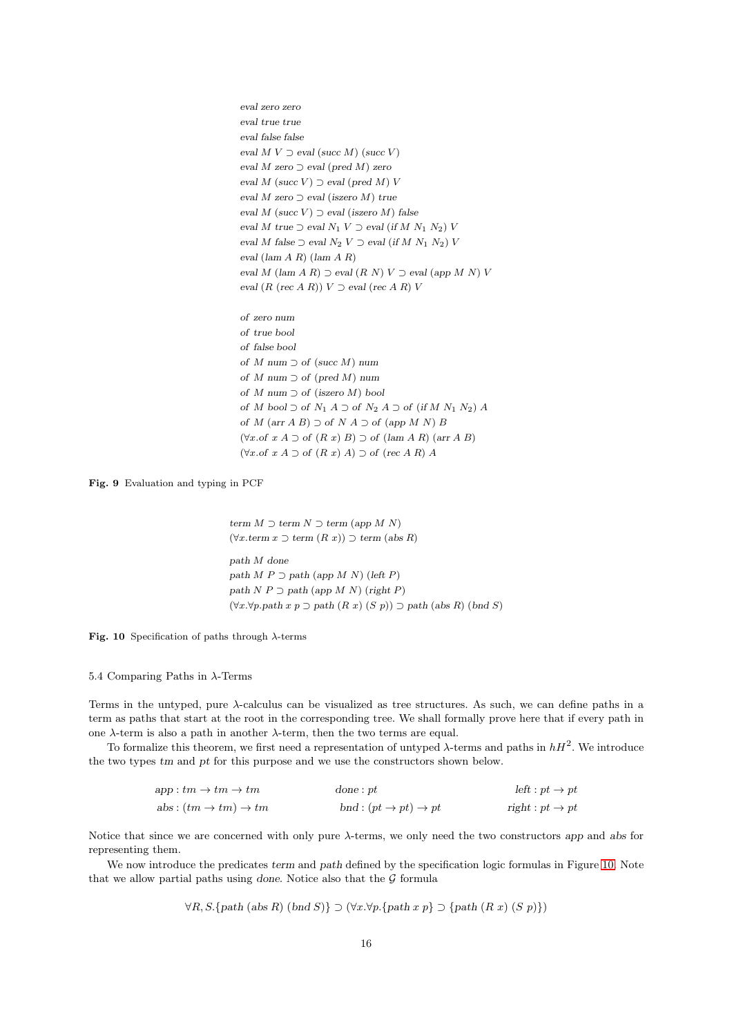$$
\begin{array}{l}
\mathit{eval}\ \mathit{zero}\ \mathit{zero} \\
\mathit{eval}\ \mathit{true}\ \mathit{true} \\
\mathit{eval}\ \mathit{false}\ \mathit{false} \\
\mathit{eval}\ M\ V \supset \mathit{eval}\ (\mathit{succ}\ M)\ (\mathit{succ}\ V) \\
\mathit{eval}\ M\ \mathit{zero} \supset \mathit{eval}\ (\mathit{pred}\ M)\ \mathit{zero} \\
\mathit{eval}\ M\ (\mathit{succ}\ V) \supset \mathit{eval}\ (\mathit{pred}\ M)\ V \\
\mathit{eval}\ M\ \mathit{zero} \supset \mathit{eval}\ (\mathit{iszero}\ M)\ \mathit{true} \\
\mathit{eval}\ M\ (\mathit{succ}\ V) \supset \mathit{eval}\ (\mathit{iszero}\ M)\ \mathit{false} \\
\mathit{eval}\ M\ \mathit{true} \supset \mathit{eval}\ N_1\ V \supset \mathit{eval}\ (\mathit{if}\ M\ N_1\ N_2)\ V \\
\mathit{eval}\ M\ \mathit{false} \supset \mathit{eval}\ N_2\ V \supset \mathit{eval}\ (\mathit{if}\ M\ N_1\ N_2)\ V \\
\mathit{eval}\ (\mathit{lam}\ A\ R)\ (\mathit{lam}\ A\ R) \\
\mathit{eval}\ M\ (\mathit{lam}\ A\ R) \supset \mathit{eval}\ (R\ N)\ V \supset \mathit{eval}\ (\mathit{app}\ M\ N)\ V \\
\mathit{eval}\ (R\ (\mathit{rec}\ A\ R))\ V \supset \mathit{eval}\ (\mathit{rec}\ A\ R)\ V \\
\\
\mathit{of}\ \mathit{zero}\ \mathit{num} \\
\mathit{of}\ \mathit{true}\ \mathit{bool} \\
\mathit{of}\ \mathit{false}\ \mathit{bool} \\
\mathit{of}\ M\ \mathit{num} \supset \mathit{of}\ (\mathit{succ}\ M)\ \mathit{num} \\
\mathit{of}\ M\ \mathit{num} \supset \mathit{of}\ (\mathit{pred}\ M)\ \mathit{num} \\
\mathit{of}\ M\ \mathit{num} \supset \mathit{of}\ (\mathit{iszero}\ M)\ \mathit{bool} \\
\mathit{of}\ M\ \mathit{bool} \supset \mathit{of}\ N_1\ A \supset \mathit{of}\ N_2\ A \supset \mathit{of}\ (\mathit{if}\ M\ N_1\ N_2)\ A \\
\mathit{of}\ M\ (\mathit{arr}\ A\ B) \supset \mathit{of}\ N\ A \supset \mathit{of}\ (\mathit{app}\ M\ N)\ B \\
(\forall x.\mathit{of}\ x\ A \supset \mathit{of}\ (R\ x)\ B) \supset \mathit{of}\ (\mathit{lam}\ A\ R)\ (\mathit{arr}\ A\ B) \\
(\forall x.\mathit{of}\ x\ A \supset \mathit{of}\ (R\ x)\ A) \supset \mathit{of}\ (\mathit{rec}\ A\ R)\ A
\end{array}
$$

**Fig. 9** Evaluation and typing in PCF

$$
\begin{array}{l}
\mathit{term}\ M \supset \mathit{term}\ N \supset \mathit{term}\ (\mathit{app}\ M\ N) \\
(\forall x.\mathit{term}\ x \supset \mathit{term}\ (R\ x)) \supset \mathit{term}\ (\mathit{abs}\ R) \\
\\
\mathit{path}\ M\ \mathit{done} \\
\mathit{path}\ M\ P \supset \mathit{path}\ (\mathit{app}\ M\ N)\ (\mathit{left}\ P) \\
\mathit{path}\ N\ P \supset \mathit{path}\ (\mathit{app}\ M\ N)\ (\mathit{right}\ P) \\
(\forall x.\forall p.\mathit{path}\ x\ p \supset \mathit{path}\ (R\ x)\ (S\ p)) \supset \mathit{path}\ (\mathit{abs}\ R)\ (\mathit{bnd}\ S)
\end{array}
$$

**Fig. 10** Specification of paths through λ-terms

### 5.4 Comparing Paths in λ-Terms

Terms in the untyped, pure λ-calculus can be visualized as tree structures. As such, we can define paths in a term as paths that start at the root in the corresponding tree. We shall formally prove here that if every path in one λ-term is also a path in another λ-term, then the two terms are equal.

To formalize this theorem, we first need a representation of untyped λ-terms and paths in $hH^2$. We introduce the two types *tm* and *pt* for this purpose and we use the constructors shown below.

$$
\begin{array}{lll}
\mathit{app} : \mathit{tm} \to \mathit{tm} \to \mathit{tm} & \mathit{done} : \mathit{pt} & \mathit{left} : \mathit{pt} \to \mathit{pt} \\
\mathit{abs} : (\mathit{tm} \to \mathit{tm}) \to \mathit{tm} & \mathit{bnd} : (\mathit{pt} \to \mathit{pt}) \to \mathit{pt} & \mathit{right} : \mathit{pt} \to \mathit{pt}
\end{array}
$$

Notice that since we are concerned with only pure λ-terms, we only need the two constructors *app* and *abs* for representing them.

We now introduce the predicates *term* and *path* defined by the specification logic formulas in Figure 10. Note that we allow partial paths using *done*. Notice also that the $\mathcal{G}$ formula

$$\forall R, S.\{\mathit{path}\ (\mathit{abs}\ R)\ (\mathit{bnd}\ S)\} \supset (\forall x.\forall p.\{\mathit{path}\ x\ p\} \supset \{\mathit{path}\ (R\ x)\ (S\ p)\})$$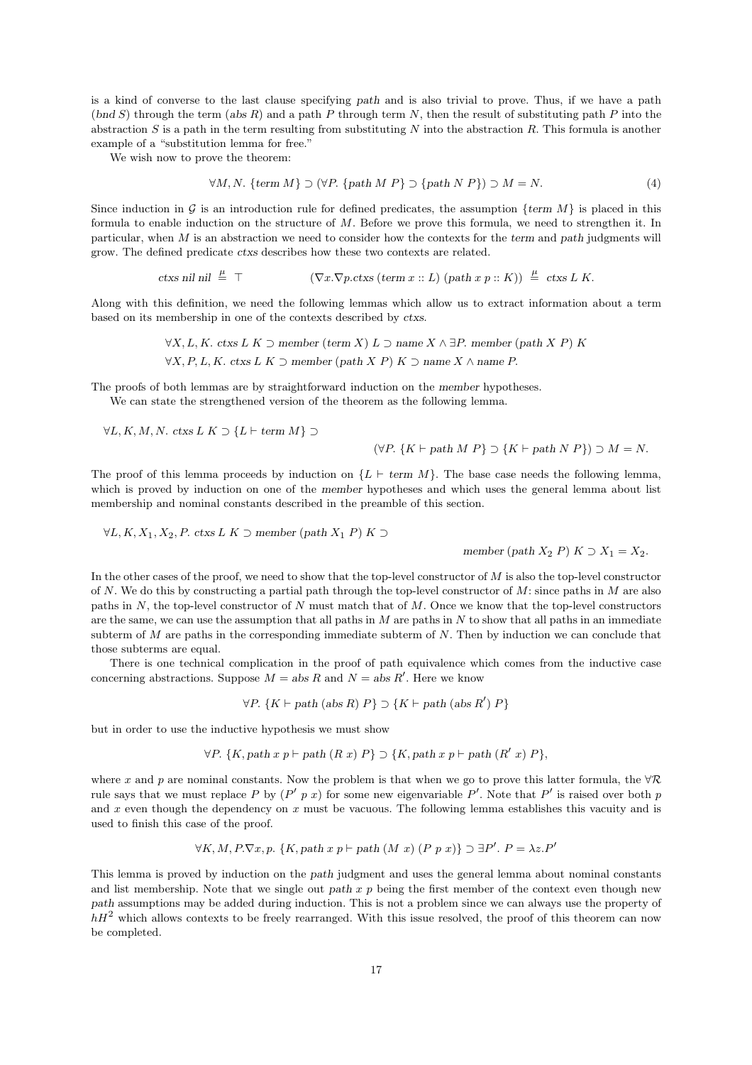is a kind of converse to the last clause specifying *path* and is also trivial to prove. Thus, if we have a path $(bnd\ S)$ through the term $(abs\ R)$ and a path $P$ through term $N$, then the result of substituting path $P$ into the abstraction $S$ is a path in the term resulting from substituting $N$ into the abstraction $R$. This formula is another example of a "substitution lemma for free."

We wish now to prove the theorem:

$$\forall M, N.\ \{term\ M\} \supset (\forall P.\ \{path\ M\ P\} \supset \{path\ N\ P\}) \supset M = N. \tag{4}$$

Since induction in $\mathcal{G}$ is an introduction rule for defined predicates, the assumption $\{term\ M\}$ is placed in this formula to enable induction on the structure of $M$. Before we prove this formula, we need to strengthen it. In particular, when $M$ is an abstraction we need to consider how the contexts for the *term* and *path* judgments will grow. The defined predicate *ctxs* describes how these two contexts are related.

$$ctxs\ nil\ nil \stackrel{\mu}{=} \top \qquad\qquad (\nabla x.\nabla p.ctxs\ (term\ x :: L)\ (path\ x\ p :: K)) \stackrel{\mu}{=} ctxs\ L\ K.$$

Along with this definition, we need the following lemmas which allow us to extract information about a term based on its membership in one of the contexts described by *ctxs*.

$$\forall X, L, K.\ ctxs\ L\ K \supset member\ (term\ X)\ L \supset name\ X \wedge \exists P.\ member\ (path\ X\ P)\ K$$
$$\forall X, P, L, K.\ ctxs\ L\ K \supset member\ (path\ X\ P)\ K \supset name\ X \wedge name\ P.$$

The proofs of both lemmas are by straightforward induction on the *member* hypotheses.

We can state the strengthened version of the theorem as the following lemma.

$$\forall L, K, M, N.\ ctxs\ L\ K \supset \{L \vdash term\ M\} \supset$$
$$(\forall P.\ \{K \vdash path\ M\ P\} \supset \{K \vdash path\ N\ P\}) \supset M = N.$$

The proof of this lemma proceeds by induction on $\{L \vdash term\ M\}$. The base case needs the following lemma, which is proved by induction on one of the *member* hypotheses and which uses the general lemma about list membership and nominal constants described in the preamble of this section.

$$\forall L, K, X_1, X_2, P.\ ctxs\ L\ K \supset member\ (path\ X_1\ P)\ K \supset$$
$$member\ (path\ X_2\ P)\ K \supset X_1 = X_2.$$

In the other cases of the proof, we need to show that the top-level constructor of $M$ is also the top-level constructor of $N$. We do this by constructing a partial path through the top-level constructor of $M$: since paths in $M$ are also paths in $N$, the top-level constructor of $N$ must match that of $M$. Once we know that the top-level constructors are the same, we can use the assumption that all paths in $M$ are paths in $N$ to show that all paths in an immediate subterm of $M$ are paths in the corresponding immediate subterm of $N$. Then by induction we can conclude that those subterms are equal.

There is one technical complication in the proof of path equivalence which comes from the inductive case concerning abstractions. Suppose $M = abs\ R$ and $N = abs\ R'$. Here we know

$$\forall P.\ \{K \vdash path\ (abs\ R)\ P\} \supset \{K \vdash path\ (abs\ R')\ P\}$$

but in order to use the inductive hypothesis we must show

$$\forall P.\ \{K, path\ x\ p \vdash path\ (R\ x)\ P\} \supset \{K, path\ x\ p \vdash path\ (R'\ x)\ P\},$$

where $x$ and $p$ are nominal constants. Now the problem is that when we go to prove this latter formula, the $\forall\mathcal{R}$ rule says that we must replace $P$ by $(P'\ p\ x)$ for some new eigenvariable $P'$. Note that $P'$ is raised over both $p$ and $x$ even though the dependency on $x$ must be vacuous. The following lemma establishes this vacuity and is used to finish this case of the proof.

$$\forall K, M, P.\nabla x, p.\ \{K, path\ x\ p \vdash path\ (M\ x)\ (P\ p\ x)\} \supset \exists P'.\ P = \lambda z.P'$$

This lemma is proved by induction on the *path* judgment and uses the general lemma about nominal constants and list membership. Note that we single out *path x p* being the first member of the context even though new *path* assumptions may be added during induction. This is not a problem since we can always use the property of $hH^2$ which allows contexts to be freely rearranged. With this issue resolved, the proof of this theorem can now be completed.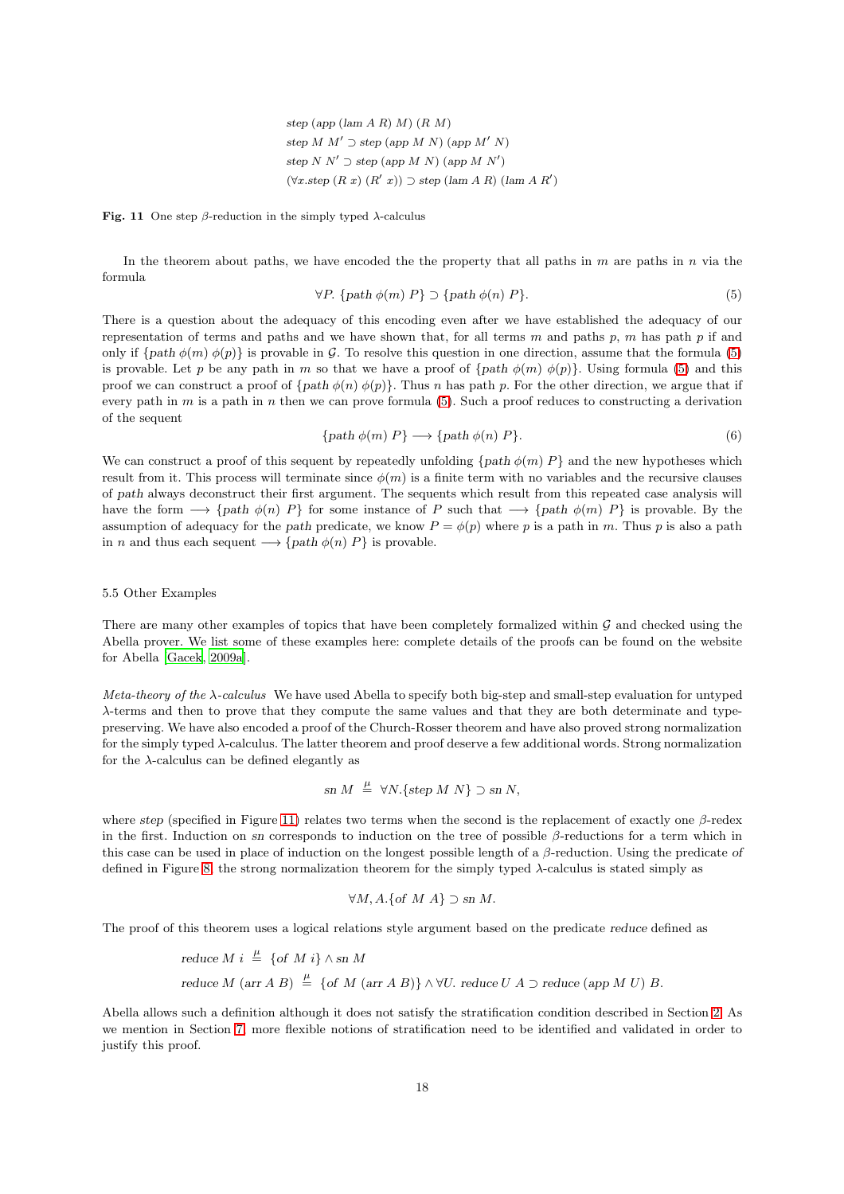$$
\begin{array}{l}
\mathit{step}\ (\mathit{app}\ (\mathit{lam}\ A\ R)\ M)\ (R\ M) \\
\mathit{step}\ M\ M' \supset \mathit{step}\ (\mathit{app}\ M\ N)\ (\mathit{app}\ M'\ N) \\
\mathit{step}\ N\ N' \supset \mathit{step}\ (\mathit{app}\ M\ N)\ (\mathit{app}\ M\ N') \\
(\forall x. \mathit{step}\ (R\ x)\ (R'\ x)) \supset \mathit{step}\ (\mathit{lam}\ A\ R)\ (\mathit{lam}\ A\ R')
\end{array}
$$

**Fig. 11** One step $\beta$-reduction in the simply typed $\lambda$-calculus

In the theorem about paths, we have encoded the the property that all paths in $m$ are paths in $n$ via the formula

$$\forall P.\ \{\mathit{path}\ \phi(m)\ P\} \supset \{\mathit{path}\ \phi(n)\ P\}. \tag{5}$$

There is a question about the adequacy of this encoding even after we have established the adequacy of our representation of terms and paths and we have shown that, for all terms $m$ and paths $p$, $m$ has path $p$ if and only if $\{\mathit{path}\ \phi(m)\ \phi(p)\}$ is provable in $\mathcal{G}$. To resolve this question in one direction, assume that the formula (5) is provable. Let $p$ be any path in $m$ so that we have a proof of $\{\mathit{path}\ \phi(m)\ \phi(p)\}$. Using formula (5) and this proof we can construct a proof of $\{\mathit{path}\ \phi(n)\ \phi(p)\}$. Thus $n$ has path $p$. For the other direction, we argue that if every path in $m$ is a path in $n$ then we can prove formula (5). Such a proof reduces to constructing a derivation of the sequent

$$\{\mathit{path}\ \phi(m)\ P\} \longrightarrow \{\mathit{path}\ \phi(n)\ P\}. \tag{6}$$

We can construct a proof of this sequent by repeatedly unfolding $\{\mathit{path}\ \phi(m)\ P\}$ and the new hypotheses which result from it. This process will terminate since $\phi(m)$ is a finite term with no variables and the recursive clauses of *path* always deconstruct their first argument. The sequents which result from this repeated case analysis will have the form $\longrightarrow \{\mathit{path}\ \phi(n)\ P\}$ for some instance of $P$ such that $\longrightarrow \{\mathit{path}\ \phi(m)\ P\}$ is provable. By the assumption of adequacy for the *path* predicate, we know $P = \phi(p)$ where $p$ is a path in $m$. Thus $p$ is also a path in $n$ and thus each sequent $\longrightarrow \{\mathit{path}\ \phi(n)\ P\}$ is provable.

### 5.5 Other Examples

There are many other examples of topics that have been completely formalized within $\mathcal{G}$ and checked using the Abella prover. We list some of these examples here: complete details of the proofs can be found on the website for Abella [Gacek, 2009a].

*Meta-theory of the $\lambda$-calculus* We have used Abella to specify both big-step and small-step evaluation for untyped $\lambda$-terms and then to prove that they compute the same values and that they are both determinate and type-preserving. We have also encoded a proof of the Church-Rosser theorem and have also proved strong normalization for the simply typed $\lambda$-calculus. The latter theorem and proof deserve a few additional words. Strong normalization for the $\lambda$-calculus can be defined elegantly as

$$\mathit{sn}\ M \stackrel{\mu}{\triangleq} \forall N. \{\mathit{step}\ M\ N\} \supset \mathit{sn}\ N,$$

where *step* (specified in Figure 11) relates two terms when the second is the replacement of exactly one $\beta$-redex in the first. Induction on *sn* corresponds to induction on the tree of possible $\beta$-reductions for a term which in this case can be used in place of induction on the longest possible length of a $\beta$-reduction. Using the predicate *of* defined in Figure 8, the strong normalization theorem for the simply typed $\lambda$-calculus is stated simply as

$$\forall M, A. \{\mathit{of}\ M\ A\} \supset \mathit{sn}\ M.$$

The proof of this theorem uses a logical relations style argument based on the predicate *reduce* defined as

$$
\begin{array}{l}
\mathit{reduce}\ M\ i \stackrel{\mu}{\triangleq} \{\mathit{of}\ M\ i\} \wedge \mathit{sn}\ M \\
\mathit{reduce}\ M\ (\mathit{arr}\ A\ B) \stackrel{\mu}{\triangleq} \{\mathit{of}\ M\ (\mathit{arr}\ A\ B)\} \wedge \forall U.\ \mathit{reduce}\ U\ A \supset \mathit{reduce}\ (\mathit{app}\ M\ U)\ B.
\end{array}
$$

Abella allows such a definition although it does not satisfy the stratification condition described in Section 2. As we mention in Section 7, more flexible notions of stratification need to be identified and validated in order to justify this proof.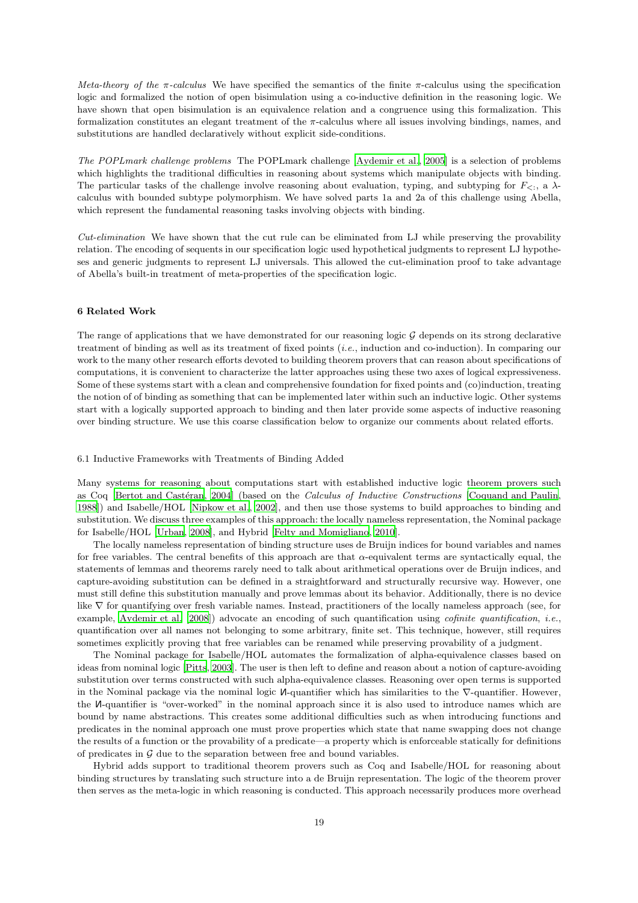*Meta-theory of the π-calculus* We have specified the semantics of the finite π-calculus using the specification logic and formalized the notion of open bisimulation using a co-inductive definition in the reasoning logic. We have shown that open bisimulation is an equivalence relation and a congruence using this formalization. This formalization constitutes an elegant treatment of the π-calculus where all issues involving bindings, names, and substitutions are handled declaratively without explicit side-conditions.

*The POPLmark challenge problems* The POPLmark challenge [Aydemir et al., 2005] is a selection of problems which highlights the traditional difficulties in reasoning about systems which manipulate objects with binding. The particular tasks of the challenge involve reasoning about evaluation, typing, and subtyping for $F_{<:}$, a λ-calculus with bounded subtype polymorphism. We have solved parts 1a and 2a of this challenge using Abella, which represent the fundamental reasoning tasks involving objects with binding.

*Cut-elimination* We have shown that the cut rule can be eliminated from LJ while preserving the provability relation. The encoding of sequents in our specification logic used hypothetical judgments to represent LJ hypotheses and generic judgments to represent LJ universals. This allowed the cut-elimination proof to take advantage of Abella's built-in treatment of meta-properties of the specification logic.

## 6 Related Work

The range of applications that we have demonstrated for our reasoning logic $\mathcal{G}$ depends on its strong declarative treatment of binding as well as its treatment of fixed points (*i.e.*, induction and co-induction). In comparing our work to the many other research efforts devoted to building theorem provers that can reason about specifications of computations, it is convenient to characterize the latter approaches using these two axes of logical expressiveness. Some of these systems start with a clean and comprehensive foundation for fixed points and (co)induction, treating the notion of of binding as something that can be implemented later within such an inductive logic. Other systems start with a logically supported approach to binding and then later provide some aspects of inductive reasoning over binding structure. We use this coarse classification below to organize our comments about related efforts.

### 6.1 Inductive Frameworks with Treatments of Binding Added

Many systems for reasoning about computations start with established inductive logic theorem provers such as Coq [Bertot and Castéran, 2004] (based on the *Calculus of Inductive Constructions* [Coquand and Paulin, 1988]) and Isabelle/HOL [Nipkow et al., 2002], and then use those systems to build approaches to binding and substitution. We discuss three examples of this approach: the locally nameless representation, the Nominal package for Isabelle/HOL [Urban, 2008], and Hybrid [Felty and Momigliano, 2010].

The locally nameless representation of binding structure uses de Bruijn indices for bound variables and names for free variables. The central benefits of this approach are that α-equivalent terms are syntactically equal, the statements of lemmas and theorems rarely need to talk about arithmetical operations over de Bruijn indices, and capture-avoiding substitution can be defined in a straightforward and structurally recursive way. However, one must still define this substitution manually and prove lemmas about its behavior. Additionally, there is no device like ∇ for quantifying over fresh variable names. Instead, practitioners of the locally nameless approach (see, for example, Aydemir et al. [2008]) advocate an encoding of such quantification using *cofinite quantification*, *i.e.*, quantification over all names not belonging to some arbitrary, finite set. This technique, however, still requires sometimes explicitly proving that free variables can be renamed while preserving provability of a judgment.

The Nominal package for Isabelle/HOL automates the formalization of alpha-equivalence classes based on ideas from nominal logic [Pitts, 2003]. The user is then left to define and reason about a notion of capture-avoiding substitution over terms constructed with such alpha-equivalence classes. Reasoning over open terms is supported in the Nominal package via the nominal logic И-quantifier which has similarities to the ∇-quantifier. However, the И-quantifier is "over-worked" in the nominal approach since it is also used to introduce names which are bound by name abstractions. This creates some additional difficulties such as when introducing functions and predicates in the nominal approach one must prove properties which state that name swapping does not change the results of a function or the provability of a predicate—a property which is enforceable statically for definitions of predicates in $\mathcal{G}$ due to the separation between free and bound variables.

Hybrid adds support to traditional theorem provers such as Coq and Isabelle/HOL for reasoning about binding structures by translating such structure into a de Bruijn representation. The logic of the theorem prover then serves as the meta-logic in which reasoning is conducted. This approach necessarily produces more overhead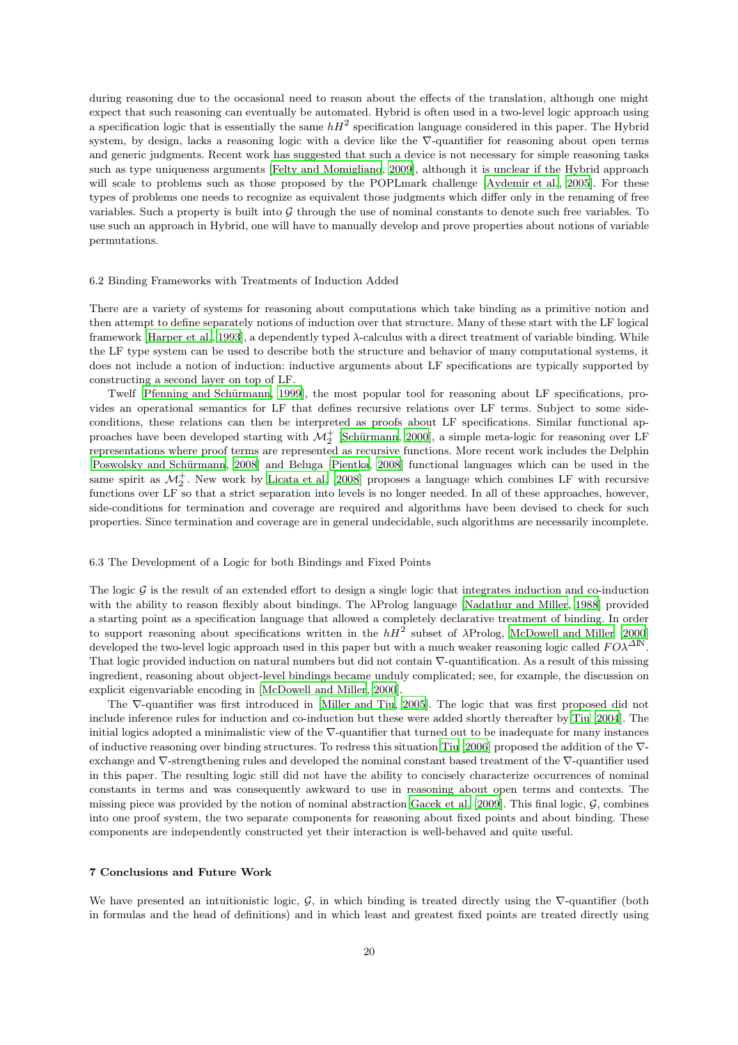during reasoning due to the occasional need to reason about the effects of the translation, although one might expect that such reasoning can eventually be automated. Hybrid is often used in a two-level logic approach using a specification logic that is essentially the same $hH^2$ specification language considered in this paper. The Hybrid system, by design, lacks a reasoning logic with a device like the $\nabla$-quantifier for reasoning about open terms and generic judgments. Recent work has suggested that such a device is not necessary for simple reasoning tasks such as type uniqueness arguments [Felty and Momigliano, 2009], although it is unclear if the Hybrid approach will scale to problems such as those proposed by the POPLmark challenge [Aydemir et al., 2005]. For these types of problems one needs to recognize as equivalent those judgments which differ only in the renaming of free variables. Such a property is built into $\mathcal{G}$ through the use of nominal constants to denote such free variables. To use such an approach in Hybrid, one will have to manually develop and prove properties about notions of variable permutations.

### 6.2 Binding Frameworks with Treatments of Induction Added

There are a variety of systems for reasoning about computations which take binding as a primitive notion and then attempt to define separately notions of induction over that structure. Many of these start with the LF logical framework [Harper et al., 1993], a dependently typed $\lambda$-calculus with a direct treatment of variable binding. While the LF type system can be used to describe both the structure and behavior of many computational systems, it does not include a notion of induction: inductive arguments about LF specifications are typically supported by constructing a second layer on top of LF.

Twelf [Pfenning and Schürmann, 1999], the most popular tool for reasoning about LF specifications, provides an operational semantics for LF that defines recursive relations over LF terms. Subject to some side-conditions, these relations can then be interpreted as proofs about LF specifications. Similar functional approaches have been developed starting with $\mathcal{M}_2^+$ [Schürmann, 2000], a simple meta-logic for reasoning over LF representations where proof terms are represented as recursive functions. More recent work includes the Delphin [Poswolsky and Schürmann, 2008] and Beluga [Pientka, 2008] functional languages which can be used in the same spirit as $\mathcal{M}_2^+$. New work by Licata et al. [2008] proposes a language which combines LF with recursive functions over LF so that a strict separation into levels is no longer needed. In all of these approaches, however, side-conditions for termination and coverage are required and algorithms have been devised to check for such properties. Since termination and coverage are in general undecidable, such algorithms are necessarily incomplete.

### 6.3 The Development of a Logic for both Bindings and Fixed Points

The logic $\mathcal{G}$ is the result of an extended effort to design a single logic that integrates induction and co-induction with the ability to reason flexibly about bindings. The $\lambda$Prolog language [Nadathur and Miller, 1988] provided a starting point as a specification language that allowed a completely declarative treatment of binding. In order to support reasoning about specifications written in the $hH^2$ subset of $\lambda$Prolog, McDowell and Miller [2000] developed the two-level logic approach used in this paper but with a much weaker reasoning logic called $FO\lambda^{\Delta\mathbb{N}}$. That logic provided induction on natural numbers but did not contain $\nabla$-quantification. As a result of this missing ingredient, reasoning about object-level bindings became unduly complicated; see, for example, the discussion on explicit eigenvariable encoding in [McDowell and Miller, 2000].

The $\nabla$-quantifier was first introduced in [Miller and Tiu, 2005]. The logic that was first proposed did not include inference rules for induction and co-induction but these were added shortly thereafter by Tiu [2004]. The initial logics adopted a minimalistic view of the $\nabla$-quantifier that turned out to be inadequate for many instances of inductive reasoning over binding structures. To redress this situation Tiu [2006] proposed the addition of the $\nabla$-exchange and $\nabla$-strengthening rules and developed the nominal constant based treatment of the $\nabla$-quantifier used in this paper. The resulting logic still did not have the ability to concisely characterize occurrences of nominal constants in terms and was consequently awkward to use in reasoning about open terms and contexts. The missing piece was provided by the notion of nominal abstraction Gacek et al. [2009]. This final logic, $\mathcal{G}$, combines into one proof system, the two separate components for reasoning about fixed points and about binding. These components are independently constructed yet their interaction is well-behaved and quite useful.

## 7 Conclusions and Future Work

We have presented an intuitionistic logic, $\mathcal{G}$, in which binding is treated directly using the $\nabla$-quantifier (both in formulas and the head of definitions) and in which least and greatest fixed points are treated directly using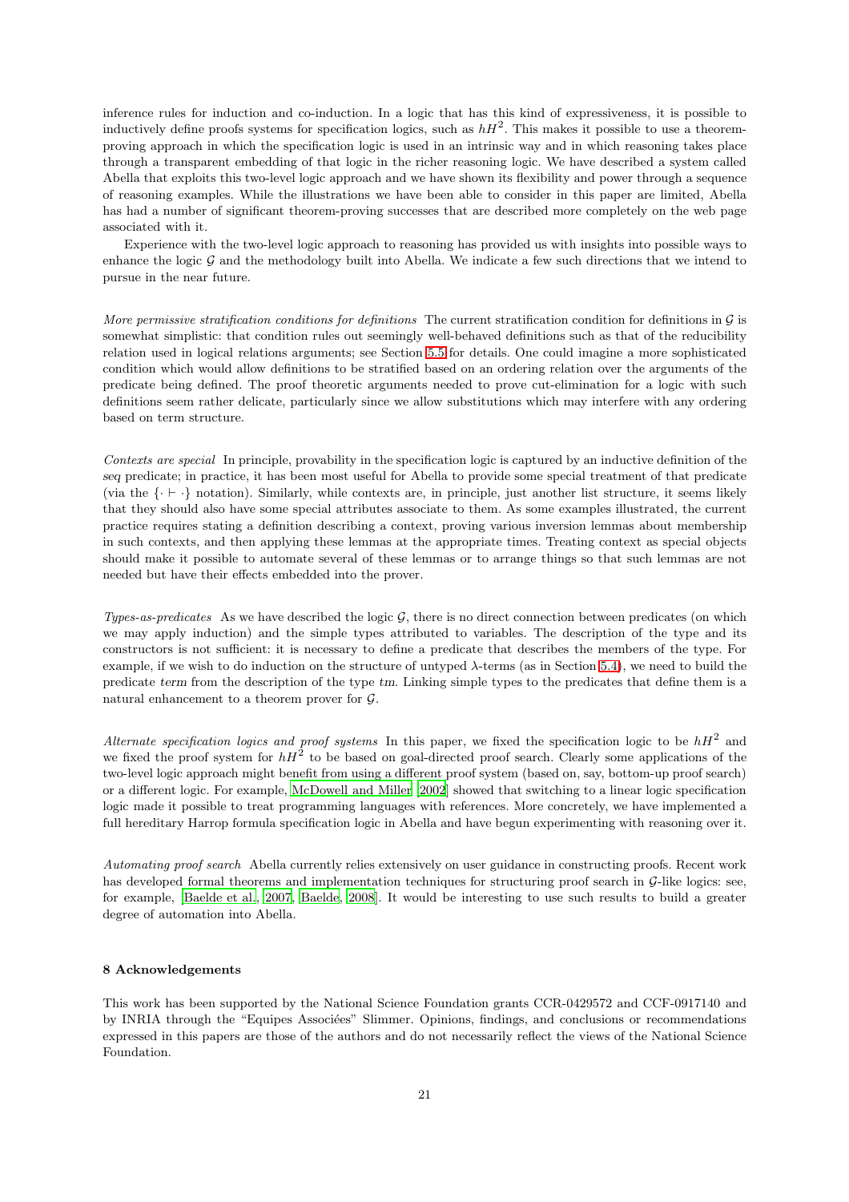inference rules for induction and co-induction. In a logic that has this kind of expressiveness, it is possible to inductively define proofs systems for specification logics, such as $hH^2$. This makes it possible to use a theorem-proving approach in which the specification logic is used in an intrinsic way and in which reasoning takes place through a transparent embedding of that logic in the richer reasoning logic. We have described a system called Abella that exploits this two-level logic approach and we have shown its flexibility and power through a sequence of reasoning examples. While the illustrations we have been able to consider in this paper are limited, Abella has had a number of significant theorem-proving successes that are described more completely on the web page associated with it.

Experience with the two-level logic approach to reasoning has provided us with insights into possible ways to enhance the logic $\mathcal{G}$ and the methodology built into Abella. We indicate a few such directions that we intend to pursue in the near future.

*More permissive stratification conditions for definitions* The current stratification condition for definitions in $\mathcal{G}$ is somewhat simplistic: that condition rules out seemingly well-behaved definitions such as that of the reducibility relation used in logical relations arguments; see Section 5.5 for details. One could imagine a more sophisticated condition which would allow definitions to be stratified based on an ordering relation over the arguments of the predicate being defined. The proof theoretic arguments needed to prove cut-elimination for a logic with such definitions seem rather delicate, particularly since we allow substitutions which may interfere with any ordering based on term structure.

*Contexts are special* In principle, provability in the specification logic is captured by an inductive definition of the *seq* predicate; in practice, it has been most useful for Abella to provide some special treatment of that predicate (via the $\{\cdot \vdash \cdot\}$ notation). Similarly, while contexts are, in principle, just another list structure, it seems likely that they should also have some special attributes associate to them. As some examples illustrated, the current practice requires stating a definition describing a context, proving various inversion lemmas about membership in such contexts, and then applying these lemmas at the appropriate times. Treating context as special objects should make it possible to automate several of these lemmas or to arrange things so that such lemmas are not needed but have their effects embedded into the prover.

*Types-as-predicates* As we have described the logic $\mathcal{G}$, there is no direct connection between predicates (on which we may apply induction) and the simple types attributed to variables. The description of the type and its constructors is not sufficient: it is necessary to define a predicate that describes the members of the type. For example, if we wish to do induction on the structure of untyped $\lambda$-terms (as in Section 5.4), we need to build the predicate *term* from the description of the type *tm*. Linking simple types to the predicates that define them is a natural enhancement to a theorem prover for $\mathcal{G}$.

*Alternate specification logics and proof systems* In this paper, we fixed the specification logic to be $hH^2$ and we fixed the proof system for $hH^2$ to be based on goal-directed proof search. Clearly some applications of the two-level logic approach might benefit from using a different proof system (based on, say, bottom-up proof search) or a different logic. For example, McDowell and Miller [2002] showed that switching to a linear logic specification logic made it possible to treat programming languages with references. More concretely, we have implemented a full hereditary Harrop formula specification logic in Abella and have begun experimenting with reasoning over it.

*Automating proof search* Abella currently relies extensively on user guidance in constructing proofs. Recent work has developed formal theorems and implementation techniques for structuring proof search in $\mathcal{G}$-like logics: see, for example, [Baelde et al., 2007, Baelde, 2008]. It would be interesting to use such results to build a greater degree of automation into Abella.

## 8 Acknowledgements

This work has been supported by the National Science Foundation grants CCR-0429572 and CCF-0917140 and by INRIA through the "Equipes Associées" Slimmer. Opinions, findings, and conclusions or recommendations expressed in this papers are those of the authors and do not necessarily reflect the views of the National Science Foundation.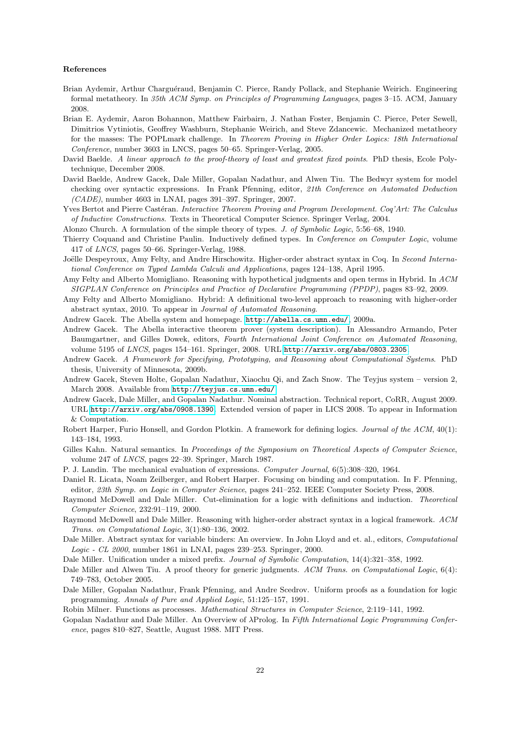### References

Brian Aydemir, Arthur Charguéraud, Benjamin C. Pierce, Randy Pollack, and Stephanie Weirich. Engineering formal metatheory. In *35th ACM Symp. on Principles of Programming Languages*, pages 3–15. ACM, January 2008.

Brian E. Aydemir, Aaron Bohannon, Matthew Fairbairn, J. Nathan Foster, Benjamin C. Pierce, Peter Sewell, Dimitrios Vytiniotis, Geoffrey Washburn, Stephanie Weirich, and Steve Zdancewic. Mechanized metatheory for the masses: The POPLmark challenge. In *Theorem Proving in Higher Order Logics: 18th International Conference*, number 3603 in LNCS, pages 50–65. Springer-Verlag, 2005.

David Baelde. *A linear approach to the proof-theory of least and greatest fixed points*. PhD thesis, Ecole Polytechnique, December 2008.

David Baelde, Andrew Gacek, Dale Miller, Gopalan Nadathur, and Alwen Tiu. The Bedwyr system for model checking over syntactic expressions. In Frank Pfenning, editor, *21th Conference on Automated Deduction (CADE)*, number 4603 in LNAI, pages 391–397. Springer, 2007.

Yves Bertot and Pierre Castéran. *Interactive Theorem Proving and Program Development. Coq'Art: The Calculus of Inductive Constructions*. Texts in Theoretical Computer Science. Springer Verlag, 2004.

Alonzo Church. A formulation of the simple theory of types. *J. of Symbolic Logic*, 5:56–68, 1940.

Thierry Coquand and Christine Paulin. Inductively defined types. In *Conference on Computer Logic*, volume 417 of *LNCS*, pages 50–66. Springer-Verlag, 1988.

Joëlle Despeyroux, Amy Felty, and Andre Hirschowitz. Higher-order abstract syntax in Coq. In *Second International Conference on Typed Lambda Calculi and Applications*, pages 124–138, April 1995.

Amy Felty and Alberto Momigliano. Reasoning with hypothetical judgments and open terms in Hybrid. In *ACM SIGPLAN Conference on Principles and Practice of Declarative Programming (PPDP)*, pages 83–92, 2009.

Amy Felty and Alberto Momigliano. Hybrid: A definitional two-level approach to reasoning with higher-order abstract syntax, 2010. To appear in *Journal of Automated Reasoning*.

Andrew Gacek. The Abella system and homepage. http://abella.cs.umn.edu/, 2009a.

Andrew Gacek. The Abella interactive theorem prover (system description). In Alessandro Armando, Peter Baumgartner, and Gilles Dowek, editors, *Fourth International Joint Conference on Automated Reasoning*, volume 5195 of *LNCS*, pages 154–161. Springer, 2008. URL http://arxiv.org/abs/0803.2305.

Andrew Gacek. *A Framework for Specifying, Prototyping, and Reasoning about Computational Systems*. PhD thesis, University of Minnesota, 2009b.

Andrew Gacek, Steven Holte, Gopalan Nadathur, Xiaochu Qi, and Zach Snow. The Teyjus system – version 2, March 2008. Available from http://teyjus.cs.umn.edu/.

Andrew Gacek, Dale Miller, and Gopalan Nadathur. Nominal abstraction. Technical report, CoRR, August 2009. URL http://arxiv.org/abs/0908.1390. Extended version of paper in LICS 2008. To appear in Information & Computation.

Robert Harper, Furio Honsell, and Gordon Plotkin. A framework for defining logics. *Journal of the ACM*, 40(1): 143–184, 1993.

Gilles Kahn. Natural semantics. In *Proceedings of the Symposium on Theoretical Aspects of Computer Science*, volume 247 of *LNCS*, pages 22–39. Springer, March 1987.

P. J. Landin. The mechanical evaluation of expressions. *Computer Journal*, 6(5):308–320, 1964.

Daniel R. Licata, Noam Zeilberger, and Robert Harper. Focusing on binding and computation. In F. Pfenning, editor, *23th Symp. on Logic in Computer Science*, pages 241–252. IEEE Computer Society Press, 2008.

Raymond McDowell and Dale Miller. Cut-elimination for a logic with definitions and induction. *Theoretical Computer Science*, 232:91–119, 2000.

Raymond McDowell and Dale Miller. Reasoning with higher-order abstract syntax in a logical framework. *ACM Trans. on Computational Logic*, 3(1):80–136, 2002.

Dale Miller. Abstract syntax for variable binders: An overview. In John Lloyd and et. al., editors, *Computational Logic - CL 2000*, number 1861 in LNAI, pages 239–253. Springer, 2000.

Dale Miller. Unification under a mixed prefix. *Journal of Symbolic Computation*, 14(4):321–358, 1992.

Dale Miller and Alwen Tiu. A proof theory for generic judgments. *ACM Trans. on Computational Logic*, 6(4): 749–783, October 2005.

Dale Miller, Gopalan Nadathur, Frank Pfenning, and Andre Scedrov. Uniform proofs as a foundation for logic programming. *Annals of Pure and Applied Logic*, 51:125–157, 1991.

Robin Milner. Functions as processes. *Mathematical Structures in Computer Science*, 2:119–141, 1992.

Gopalan Nadathur and Dale Miller. An Overview of λProlog. In *Fifth International Logic Programming Conference*, pages 810–827, Seattle, August 1988. MIT Press.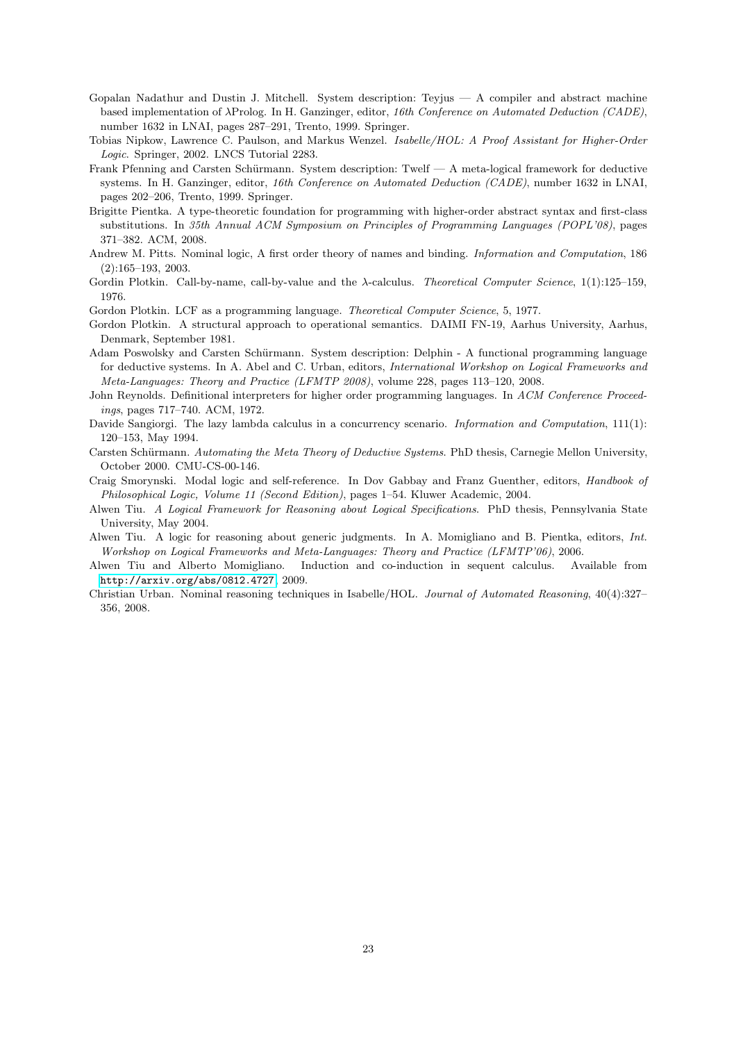Gopalan Nadathur and Dustin J. Mitchell. System description: Teyjus — A compiler and abstract machine based implementation of λProlog. In H. Ganzinger, editor, *16th Conference on Automated Deduction (CADE)*, number 1632 in LNAI, pages 287–291, Trento, 1999. Springer.

Tobias Nipkow, Lawrence C. Paulson, and Markus Wenzel. *Isabelle/HOL: A Proof Assistant for Higher-Order Logic*. Springer, 2002. LNCS Tutorial 2283.

Frank Pfenning and Carsten Schürmann. System description: Twelf — A meta-logical framework for deductive systems. In H. Ganzinger, editor, *16th Conference on Automated Deduction (CADE)*, number 1632 in LNAI, pages 202–206, Trento, 1999. Springer.

Brigitte Pientka. A type-theoretic foundation for programming with higher-order abstract syntax and first-class substitutions. In *35th Annual ACM Symposium on Principles of Programming Languages (POPL'08)*, pages 371–382. ACM, 2008.

Andrew M. Pitts. Nominal logic, A first order theory of names and binding. *Information and Computation*, 186 (2):165–193, 2003.

Gordin Plotkin. Call-by-name, call-by-value and the λ-calculus. *Theoretical Computer Science*, 1(1):125–159, 1976.

Gordon Plotkin. LCF as a programming language. *Theoretical Computer Science*, 5, 1977.

Gordon Plotkin. A structural approach to operational semantics. DAIMI FN-19, Aarhus University, Aarhus, Denmark, September 1981.

Adam Poswolsky and Carsten Schürmann. System description: Delphin - A functional programming language for deductive systems. In A. Abel and C. Urban, editors, *International Workshop on Logical Frameworks and Meta-Languages: Theory and Practice (LFMTP 2008)*, volume 228, pages 113–120, 2008.

John Reynolds. Definitional interpreters for higher order programming languages. In *ACM Conference Proceedings*, pages 717–740. ACM, 1972.

Davide Sangiorgi. The lazy lambda calculus in a concurrency scenario. *Information and Computation*, 111(1): 120–153, May 1994.

Carsten Schürmann. *Automating the Meta Theory of Deductive Systems*. PhD thesis, Carnegie Mellon University, October 2000. CMU-CS-00-146.

Craig Smorynski. Modal logic and self-reference. In Dov Gabbay and Franz Guenther, editors, *Handbook of Philosophical Logic, Volume 11 (Second Edition)*, pages 1–54. Kluwer Academic, 2004.

Alwen Tiu. *A Logical Framework for Reasoning about Logical Specifications*. PhD thesis, Pennsylvania State University, May 2004.

Alwen Tiu. A logic for reasoning about generic judgments. In A. Momigliano and B. Pientka, editors, *Int. Workshop on Logical Frameworks and Meta-Languages: Theory and Practice (LFMTP'06)*, 2006.

Alwen Tiu and Alberto Momigliano. Induction and co-induction in sequent calculus. Available from http://arxiv.org/abs/0812.4727, 2009.

Christian Urban. Nominal reasoning techniques in Isabelle/HOL. *Journal of Automated Reasoning*, 40(4):327–356, 2008.